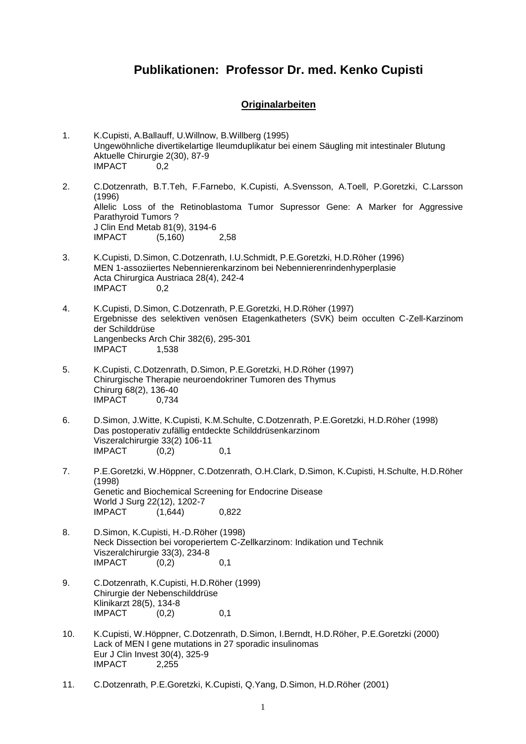# Publikationen: Professor Dr. med. Kenko Cupisti

## Originalarbeiten

1. K.Cupisti, A.Ballauff, U.Willnow, B.Willberg (1995)
   Ungewöhnliche divertikelartige Ileumduplikatur bei einem Säugling mit intestinaler Blutung
   Aktuelle Chirurgie 2(30), 87-9
   IMPACT 0,2

2. C.Dotzenrath, B.T.Teh, F.Farnebo, K.Cupisti, A.Svensson, A.Toell, P.Goretzki, C.Larsson (1996)
   Allelic Loss of the Retinoblastoma Tumor Supressor Gene: A Marker for Aggressive Parathyroid Tumors ?
   J Clin End Metab 81(9), 3194-6
   IMPACT (5,160) 2,58

3. K.Cupisti, D.Simon, C.Dotzenrath, I.U.Schmidt, P.E.Goretzki, H.D.Röher (1996)
   MEN 1-assoziiertes Nebennierenkarzinom bei Nebennierenrindenhyperplasie
   Acta Chirurgica Austriaca 28(4), 242-4
   IMPACT 0,2

4. K.Cupisti, D.Simon, C.Dotzenrath, P.E.Goretzki, H.D.Röher (1997)
   Ergebnisse des selektiven venösen Etagenkatheters (SVK) beim occulten C-Zell-Karzinom der Schilddrüse
   Langenbecks Arch Chir 382(6), 295-301
   IMPACT 1,538

5. K.Cupisti, C.Dotzenrath, D.Simon, P.E.Goretzki, H.D.Röher (1997)
   Chirurgische Therapie neuroendokriner Tumoren des Thymus
   Chirurg 68(2), 136-40
   IMPACT 0,734

6. D.Simon, J.Witte, K.Cupisti, K.M.Schulte, C.Dotzenrath, P.E.Goretzki, H.D.Röher (1998)
   Das postoperativ zufällig entdeckte Schilddrüsenkarzinom
   Viszeralchirurgie 33(2) 106-11
   IMPACT (0,2) 0,1

7. P.E.Goretzki, W.Höppner, C.Dotzenrath, O.H.Clark, D.Simon, K.Cupisti, H.Schulte, H.D.Röher (1998)
   Genetic and Biochemical Screening for Endocrine Disease
   World J Surg 22(12), 1202-7
   IMPACT (1,644) 0,822

8. D.Simon, K.Cupisti, H.-D.Röher (1998)
   Neck Dissection bei voroperiertem C-Zellkarzinom: Indikation und Technik
   Viszeralchirurgie 33(3), 234-8
   IMPACT (0,2) 0,1

9. C.Dotzenrath, K.Cupisti, H.D.Röher (1999)
   Chirurgie der Nebenschilddrüse
   Klinikarzt 28(5), 134-8
   IMPACT (0,2) 0,1

10. K.Cupisti, W.Höppner, C.Dotzenrath, D.Simon, I.Berndt, H.D.Röher, P.E.Goretzki (2000)
    Lack of MEN I gene mutations in 27 sporadic insulinomas
    Eur J Clin Invest 30(4), 325-9
    IMPACT 2,255

11. C.Dotzenrath, P.E.Goretzki, K.Cupisti, Q.Yang, D.Simon, H.D.Röher (2001)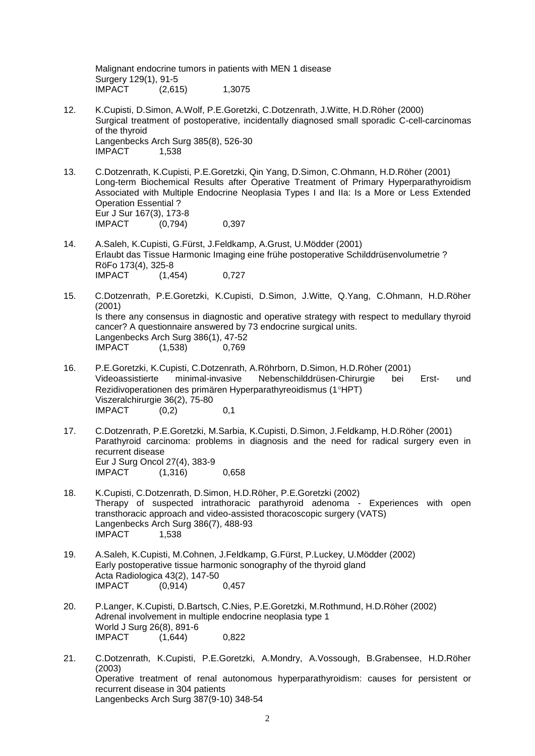Malignant endocrine tumors in patients with MEN 1 disease
Surgery 129(1), 91-5
IMPACT (2,615) 1,3075

12. K.Cupisti, D.Simon, A.Wolf, P.E.Goretzki, C.Dotzenrath, J.Witte, H.D.Röher (2000)
    Surgical treatment of postoperative, incidentally diagnosed small sporadic C-cell-carcinomas of the thyroid
    Langenbecks Arch Surg 385(8), 526-30
    IMPACT 1,538

13. C.Dotzenrath, K.Cupisti, P.E.Goretzki, Qin Yang, D.Simon, C.Ohmann, H.D.Röher (2001)
    Long-term Biochemical Results after Operative Treatment of Primary Hyperparathyroidism Associated with Multiple Endocrine Neoplasia Types I and IIa: Is a More or Less Extended Operation Essential ?
    Eur J Sur 167(3), 173-8
    IMPACT (0,794) 0,397

14. A.Saleh, K.Cupisti, G.Fürst, J.Feldkamp, A.Grust, U.Mödder (2001)
    Erlaubt das Tissue Harmonic Imaging eine frühe postoperative Schilddrüsenvolumetrie ?
    RöFo 173(4), 325-8
    IMPACT (1,454) 0,727

15. C.Dotzenrath, P.E.Goretzki, K.Cupisti, D.Simon, J.Witte, Q.Yang, C.Ohmann, H.D.Röher (2001)
    Is there any consensus in diagnostic and operative strategy with respect to medullary thyroid cancer? A questionnaire answered by 73 endocrine surgical units.
    Langenbecks Arch Surg 386(1), 47-52
    IMPACT (1,538) 0,769

16. P.E.Goretzki, K.Cupisti, C.Dotzenrath, A.Röhrborn, D.Simon, H.D.Röher (2001)
    Videoassistierte minimal-invasive Nebenschilddrüsen-Chirurgie bei Erst- und Rezidivoperationen des primären Hyperparathyreoidismus (1°HPT)
    Viszeralchirurgie 36(2), 75-80
    IMPACT (0,2) 0,1

17. C.Dotzenrath, P.E.Goretzki, M.Sarbia, K.Cupisti, D.Simon, J.Feldkamp, H.D.Röher (2001)
    Parathyroid carcinoma: problems in diagnosis and the need for radical surgery even in recurrent disease
    Eur J Surg Oncol 27(4), 383-9
    IMPACT (1,316) 0,658

18. K.Cupisti, C.Dotzenrath, D.Simon, H.D.Röher, P.E.Goretzki (2002)
    Therapy of suspected intrathoracic parathyroid adenoma - Experiences with open transthoracic approach and video-assisted thoracoscopic surgery (VATS)
    Langenbecks Arch Surg 386(7), 488-93
    IMPACT 1,538

19. A.Saleh, K.Cupisti, M.Cohnen, J.Feldkamp, G.Fürst, P.Luckey, U.Mödder (2002)
    Early postoperative tissue harmonic sonography of the thyroid gland
    Acta Radiologica 43(2), 147-50
    IMPACT (0,914) 0,457

20. P.Langer, K.Cupisti, D.Bartsch, C.Nies, P.E.Goretzki, M.Rothmund, H.D.Röher (2002)
    Adrenal involvement in multiple endocrine neoplasia type 1
    World J Surg 26(8), 891-6
    IMPACT (1,644) 0,822

21. C.Dotzenrath, K.Cupisti, P.E.Goretzki, A.Mondry, A.Vossough, B.Grabensee, H.D.Röher (2003)
    Operative treatment of renal autonomous hyperparathyroidism: causes for persistent or recurrent disease in 304 patients
    Langenbecks Arch Surg 387(9-10) 348-54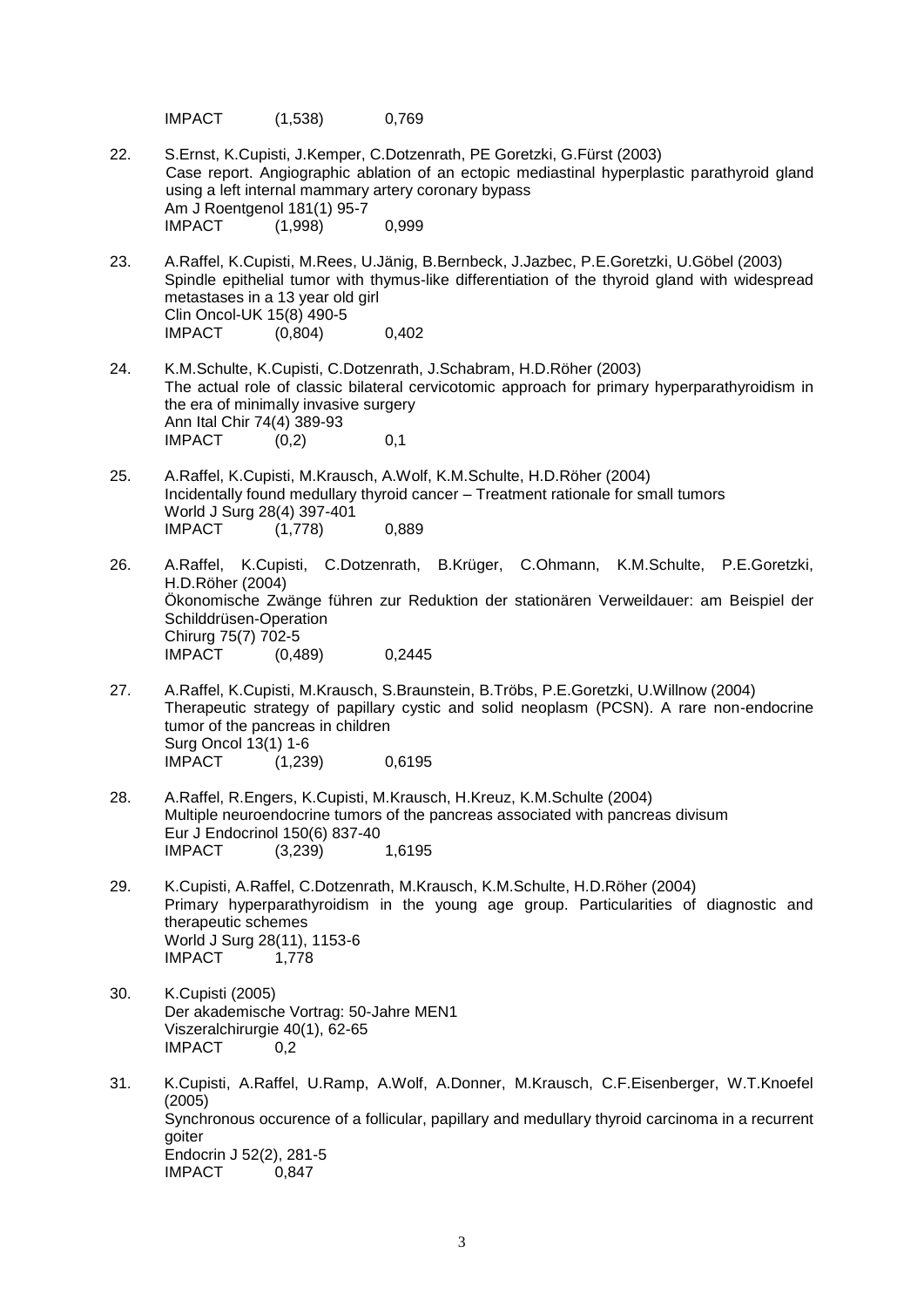IMPACT (1,538) 0,769

22. S.Ernst, K.Cupisti, J.Kemper, C.Dotzenrath, PE Goretzki, G.Fürst (2003)
    Case report. Angiographic ablation of an ectopic mediastinal hyperplastic parathyroid gland using a left internal mammary artery coronary bypass
    Am J Roentgenol 181(1) 95-7
    IMPACT (1,998) 0,999

23. A.Raffel, K.Cupisti, M.Rees, U.Jänig, B.Bernbeck, J.Jazbec, P.E.Goretzki, U.Göbel (2003)
    Spindle epithelial tumor with thymus-like differentiation of the thyroid gland with widespread metastases in a 13 year old girl
    Clin Oncol-UK 15(8) 490-5
    IMPACT (0,804) 0,402

24. K.M.Schulte, K.Cupisti, C.Dotzenrath, J.Schabram, H.D.Röher (2003)
    The actual role of classic bilateral cervicotomic approach for primary hyperparathyroidism in the era of minimally invasive surgery
    Ann Ital Chir 74(4) 389-93
    IMPACT (0,2) 0,1

25. A.Raffel, K.Cupisti, M.Krausch, A.Wolf, K.M.Schulte, H.D.Röher (2004)
    Incidentally found medullary thyroid cancer – Treatment rationale for small tumors
    World J Surg 28(4) 397-401
    IMPACT (1,778) 0,889

26. A.Raffel, K.Cupisti, C.Dotzenrath, B.Krüger, C.Ohmann, K.M.Schulte, P.E.Goretzki, H.D.Röher (2004)
    Ökonomische Zwänge führen zur Reduktion der stationären Verweildauer: am Beispiel der Schilddrüsen-Operation
    Chirurg 75(7) 702-5
    IMPACT (0,489) 0,2445

27. A.Raffel, K.Cupisti, M.Krausch, S.Braunstein, B.Tröbs, P.E.Goretzki, U.Willnow (2004)
    Therapeutic strategy of papillary cystic and solid neoplasm (PCSN). A rare non-endocrine tumor of the pancreas in children
    Surg Oncol 13(1) 1-6
    IMPACT (1,239) 0,6195

28. A.Raffel, R.Engers, K.Cupisti, M.Krausch, H.Kreuz, K.M.Schulte (2004)
    Multiple neuroendocrine tumors of the pancreas associated with pancreas divisum
    Eur J Endocrinol 150(6) 837-40
    IMPACT (3,239) 1,6195

29. K.Cupisti, A.Raffel, C.Dotzenrath, M.Krausch, K.M.Schulte, H.D.Röher (2004)
    Primary hyperparathyroidism in the young age group. Particularities of diagnostic and therapeutic schemes
    World J Surg 28(11), 1153-6
    IMPACT 1,778

30. K.Cupisti (2005)
    Der akademische Vortrag: 50-Jahre MEN1
    Viszeralchirurgie 40(1), 62-65
    IMPACT 0,2

31. K.Cupisti, A.Raffel, U.Ramp, A.Wolf, A.Donner, M.Krausch, C.F.Eisenberger, W.T.Knoefel (2005)
    Synchronous occurence of a follicular, papillary and medullary thyroid carcinoma in a recurrent goiter
    Endocrin J 52(2), 281-5
    IMPACT 0,847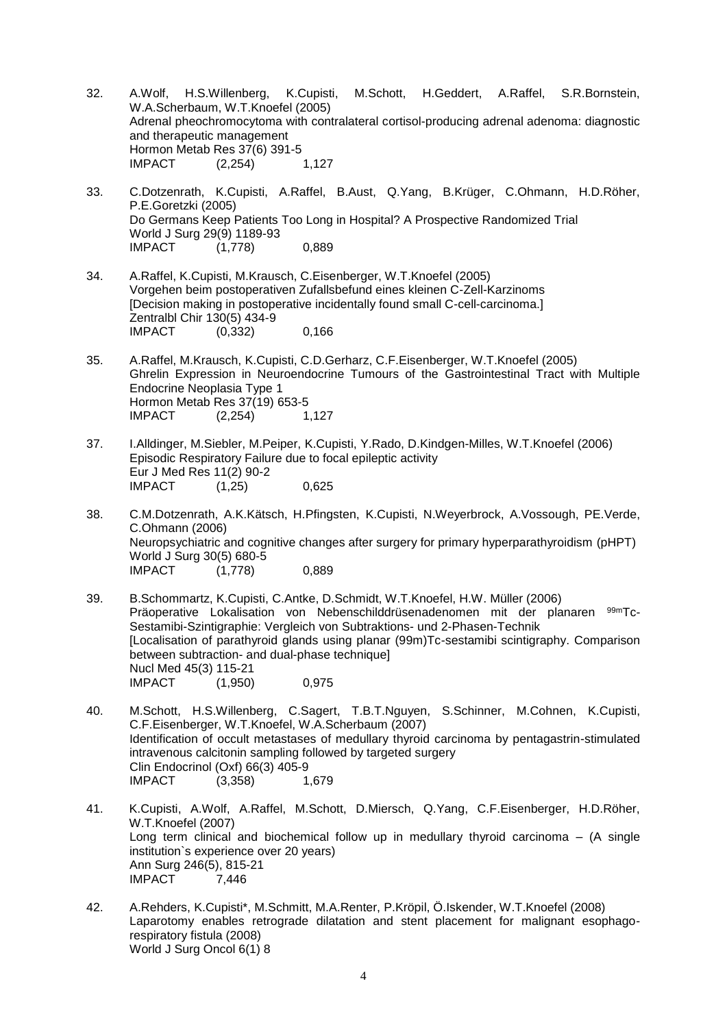32. A.Wolf, H.S.Willenberg, K.Cupisti, M.Schott, H.Geddert, A.Raffel, S.R.Bornstein, W.A.Scherbaum, W.T.Knoefel (2005)
    Adrenal pheochromocytoma with contralateral cortisol-producing adrenal adenoma: diagnostic and therapeutic management
    Hormon Metab Res 37(6) 391-5
    IMPACT (2,254) 1,127

33. C.Dotzenrath, K.Cupisti, A.Raffel, B.Aust, Q.Yang, B.Krüger, C.Ohmann, H.D.Röher, P.E.Goretzki (2005)
    Do Germans Keep Patients Too Long in Hospital? A Prospective Randomized Trial
    World J Surg 29(9) 1189-93
    IMPACT (1,778) 0,889

34. A.Raffel, K.Cupisti, M.Krausch, C.Eisenberger, W.T.Knoefel (2005)
    Vorgehen beim postoperativen Zufallsbefund eines kleinen C-Zell-Karzinoms
    [Decision making in postoperative incidentally found small C-cell-carcinoma.]
    Zentralbl Chir 130(5) 434-9
    IMPACT (0,332) 0,166

35. A.Raffel, M.Krausch, K.Cupisti, C.D.Gerharz, C.F.Eisenberger, W.T.Knoefel (2005)
    Ghrelin Expression in Neuroendocrine Tumours of the Gastrointestinal Tract with Multiple Endocrine Neoplasia Type 1
    Hormon Metab Res 37(19) 653-5
    IMPACT (2,254) 1,127

37. I.Alldinger, M.Siebler, M.Peiper, K.Cupisti, Y.Rado, D.Kindgen-Milles, W.T.Knoefel (2006)
    Episodic Respiratory Failure due to focal epileptic activity
    Eur J Med Res 11(2) 90-2
    IMPACT (1,25) 0,625

38. C.M.Dotzenrath, A.K.Kätsch, H.Pfingsten, K.Cupisti, N.Weyerbrock, A.Vossough, PE.Verde, C.Ohmann (2006)
    Neuropsychiatric and cognitive changes after surgery for primary hyperparathyroidism (pHPT)
    World J Surg 30(5) 680-5
    IMPACT (1,778) 0,889

39. B.Schommartz, K.Cupisti, C.Antke, D.Schmidt, W.T.Knoefel, H.W. Müller (2006)
    Präoperative Lokalisation von Nebenschilddrüsenadenomen mit der planaren $^{99m}$Tc-Sestamibi-Szintigraphie: Vergleich von Subtraktions- und 2-Phasen-Technik
    [Localisation of parathyroid glands using planar (99m)Tc-sestamibi scintigraphy. Comparison between subtraction- and dual-phase technique]
    Nucl Med 45(3) 115-21
    IMPACT (1,950) 0,975

40. M.Schott, H.S.Willenberg, C.Sagert, T.B.T.Nguyen, S.Schinner, M.Cohnen, K.Cupisti, C.F.Eisenberger, W.T.Knoefel, W.A.Scherbaum (2007)
    Identification of occult metastases of medullary thyroid carcinoma by pentagastrin-stimulated intravenous calcitonin sampling followed by targeted surgery
    Clin Endocrinol (Oxf) 66(3) 405-9
    IMPACT (3,358) 1,679

41. K.Cupisti, A.Wolf, A.Raffel, M.Schott, D.Miersch, Q.Yang, C.F.Eisenberger, H.D.Röher, W.T.Knoefel (2007)
    Long term clinical and biochemical follow up in medullary thyroid carcinoma – (A single institution`s experience over 20 years)
    Ann Surg 246(5), 815-21
    IMPACT 7,446

42. A.Rehders, K.Cupisti*, M.Schmitt, M.A.Renter, P.Kröpil, Ö.Iskender, W.T.Knoefel (2008)
    Laparotomy enables retrograde dilatation and stent placement for malignant esophago-respiratory fistula (2008)
    World J Surg Oncol 6(1) 8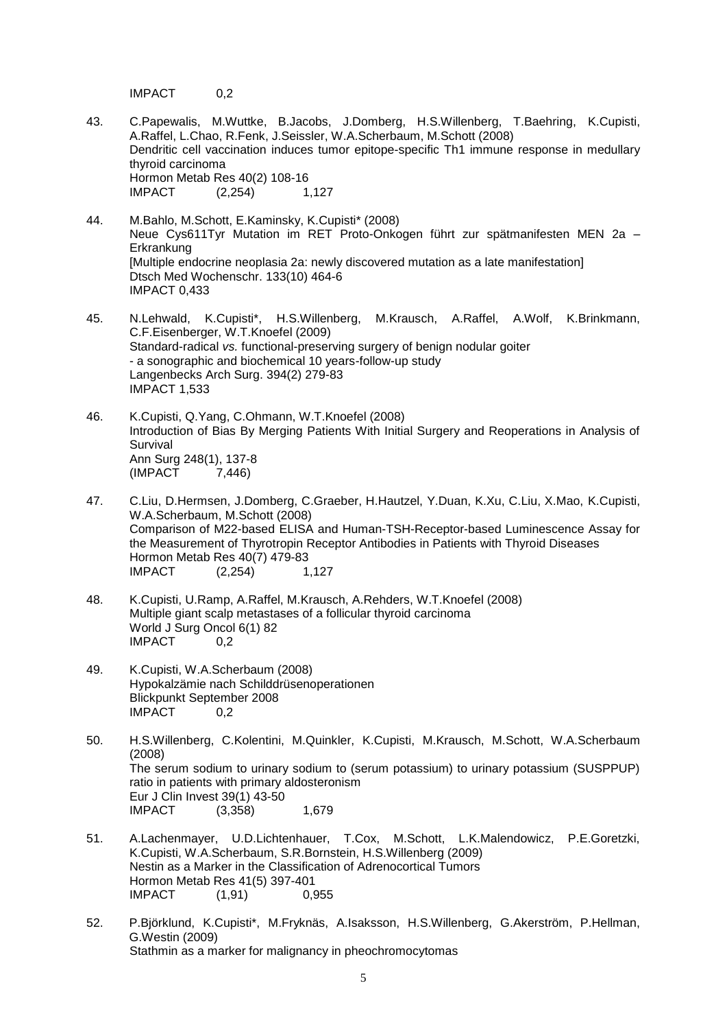IMPACT 0,2

43. C.Papewalis, M.Wuttke, B.Jacobs, J.Domberg, H.S.Willenberg, T.Baehring, K.Cupisti, A.Raffel, L.Chao, R.Fenk, J.Seissler, W.A.Scherbaum, M.Schott (2008)
    Dendritic cell vaccination induces tumor epitope-specific Th1 immune response in medullary thyroid carcinoma
    Hormon Metab Res 40(2) 108-16
    IMPACT (2,254) 1,127

44. M.Bahlo, M.Schott, E.Kaminsky, K.Cupisti* (2008)
    Neue Cys611Tyr Mutation im RET Proto-Onkogen führt zur spätmanifesten MEN 2a – Erkrankung
    [Multiple endocrine neoplasia 2a: newly discovered mutation as a late manifestation]
    Dtsch Med Wochenschr. 133(10) 464-6
    IMPACT 0,433

45. N.Lehwald, K.Cupisti*, H.S.Willenberg, M.Krausch, A.Raffel, A.Wolf, K.Brinkmann, C.F.Eisenberger, W.T.Knoefel (2009)
    Standard-radical *vs.* functional-preserving surgery of benign nodular goiter - a sonographic and biochemical 10 years-follow-up study
    Langenbecks Arch Surg. 394(2) 279-83
    IMPACT 1,533

46. K.Cupisti, Q.Yang, C.Ohmann, W.T.Knoefel (2008)
    Introduction of Bias By Merging Patients With Initial Surgery and Reoperations in Analysis of Survival
    Ann Surg 248(1), 137-8
    (IMPACT 7,446)

47. C.Liu, D.Hermsen, J.Domberg, C.Graeber, H.Hautzel, Y.Duan, K.Xu, C.Liu, X.Mao, K.Cupisti, W.A.Scherbaum, M.Schott (2008)
    Comparison of M22-based ELISA and Human-TSH-Receptor-based Luminescence Assay for the Measurement of Thyrotropin Receptor Antibodies in Patients with Thyroid Diseases
    Hormon Metab Res 40(7) 479-83
    IMPACT (2,254) 1,127

48. K.Cupisti, U.Ramp, A.Raffel, M.Krausch, A.Rehders, W.T.Knoefel (2008)
    Multiple giant scalp metastases of a follicular thyroid carcinoma
    World J Surg Oncol 6(1) 82
    IMPACT 0,2

49. K.Cupisti, W.A.Scherbaum (2008)
    Hypokalzämie nach Schilddrüsenoperationen
    Blickpunkt September 2008
    IMPACT 0,2

50. H.S.Willenberg, C.Kolentini, M.Quinkler, K.Cupisti, M.Krausch, M.Schott, W.A.Scherbaum (2008)
    The serum sodium to urinary sodium to (serum potassium) to urinary potassium (SUSPPUP) ratio in patients with primary aldosteronism
    Eur J Clin Invest 39(1) 43-50
    IMPACT (3,358) 1,679

51. A.Lachenmayer, U.D.Lichtenhauer, T.Cox, M.Schott, L.K.Malendowicz, P.E.Goretzki, K.Cupisti, W.A.Scherbaum, S.R.Bornstein, H.S.Willenberg (2009)
    Nestin as a Marker in the Classification of Adrenocortical Tumors
    Hormon Metab Res 41(5) 397-401
    IMPACT (1,91) 0,955

52. P.Björklund, K.Cupisti*, M.Fryknäs, A.Isaksson, H.S.Willenberg, G.Akerström, P.Hellman, G.Westin (2009)
    Stathmin as a marker for malignancy in pheochromocytomas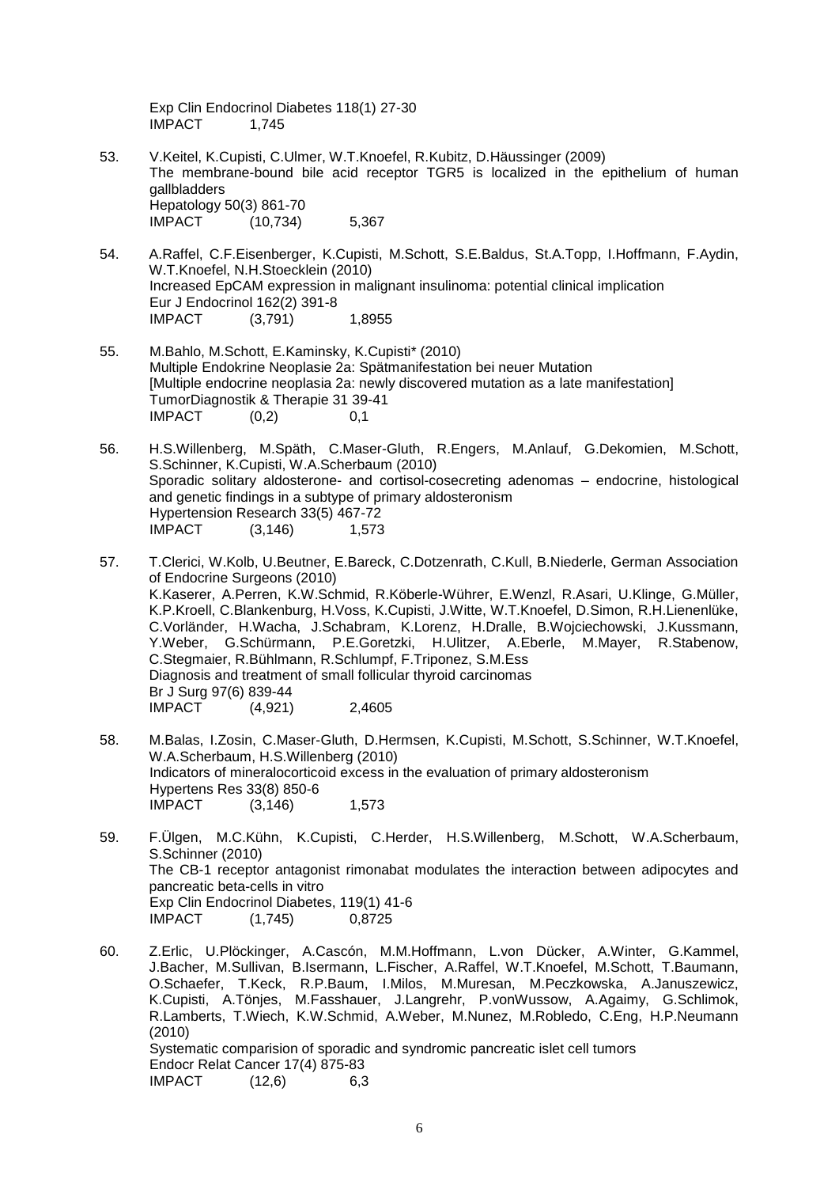Exp Clin Endocrinol Diabetes 118(1) 27-30
IMPACT 1,745

53. V.Keitel, K.Cupisti, C.Ulmer, W.T.Knoefel, R.Kubitz, D.Häussinger (2009)
The membrane-bound bile acid receptor TGR5 is localized in the epithelium of human gallbladders
Hepatology 50(3) 861-70
IMPACT (10,734) 5,367

54. A.Raffel, C.F.Eisenberger, K.Cupisti, M.Schott, S.E.Baldus, St.A.Topp, I.Hoffmann, F.Aydin, W.T.Knoefel, N.H.Stoecklein (2010)
Increased EpCAM expression in malignant insulinoma: potential clinical implication
Eur J Endocrinol 162(2) 391-8
IMPACT (3,791) 1,8955

55. M.Bahlo, M.Schott, E.Kaminsky, K.Cupisti* (2010)
Multiple Endokrine Neoplasie 2a: Spätmanifestation bei neuer Mutation
[Multiple endocrine neoplasia 2a: newly discovered mutation as a late manifestation]
TumorDiagnostik & Therapie 31 39-41
IMPACT (0,2) 0,1

56. H.S.Willenberg, M.Späth, C.Maser-Gluth, R.Engers, M.Anlauf, G.Dekomien, M.Schott, S.Schinner, K.Cupisti, W.A.Scherbaum (2010)
Sporadic solitary aldosterone- and cortisol-cosecreting adenomas – endocrine, histological and genetic findings in a subtype of primary aldosteronism
Hypertension Research 33(5) 467-72
IMPACT (3,146) 1,573

57. T.Clerici, W.Kolb, U.Beutner, E.Bareck, C.Dotzenrath, C.Kull, B.Niederle, German Association of Endocrine Surgeons (2010)
K.Kaserer, A.Perren, K.W.Schmid, R.Köberle-Wührer, E.Wenzl, R.Asari, U.Klinge, G.Müller, K.P.Kroell, C.Blankenburg, H.Voss, K.Cupisti, J.Witte, W.T.Knoefel, D.Simon, R.H.Lienenlüke, C.Vorländer, H.Wacha, J.Schabram, K.Lorenz, H.Dralle, B.Wojciechowski, J.Kussmann, Y.Weber, G.Schürmann, P.E.Goretzki, H.Ulitzer, A.Eberle, M.Mayer, R.Stabenow, C.Stegmaier, R.Bühlmann, R.Schlumpf, F.Triponez, S.M.Ess
Diagnosis and treatment of small follicular thyroid carcinomas
Br J Surg 97(6) 839-44
IMPACT (4,921) 2,4605

58. M.Balas, I.Zosin, C.Maser-Gluth, D.Hermsen, K.Cupisti, M.Schott, S.Schinner, W.T.Knoefel, W.A.Scherbaum, H.S.Willenberg (2010)
Indicators of mineralocorticoid excess in the evaluation of primary aldosteronism
Hypertens Res 33(8) 850-6
IMPACT (3,146) 1,573

59. F.Ülgen, M.C.Kühn, K.Cupisti, C.Herder, H.S.Willenberg, M.Schott, W.A.Scherbaum, S.Schinner (2010)
The CB-1 receptor antagonist rimonabat modulates the interaction between adipocytes and pancreatic beta-cells in vitro
Exp Clin Endocrinol Diabetes, 119(1) 41-6
IMPACT (1,745) 0,8725

60. Z.Erlic, U.Plöckinger, A.Cascón, M.M.Hoffmann, L.von Dücker, A.Winter, G.Kammel, J.Bacher, M.Sullivan, B.Isermann, L.Fischer, A.Raffel, W.T.Knoefel, M.Schott, T.Baumann, O.Schaefer, T.Keck, R.P.Baum, I.Milos, M.Muresan, M.Peczkowska, A.Januszewicz, K.Cupisti, A.Tönjes, M.Fasshauer, J.Langrehr, P.vonWussow, A.Agaimy, G.Schlimok, R.Lamberts, T.Wiech, K.W.Schmid, A.Weber, M.Nunez, M.Robledo, C.Eng, H.P.Neumann (2010)
Systematic comparision of sporadic and syndromic pancreatic islet cell tumors
Endocr Relat Cancer 17(4) 875-83
IMPACT (12,6) 6,3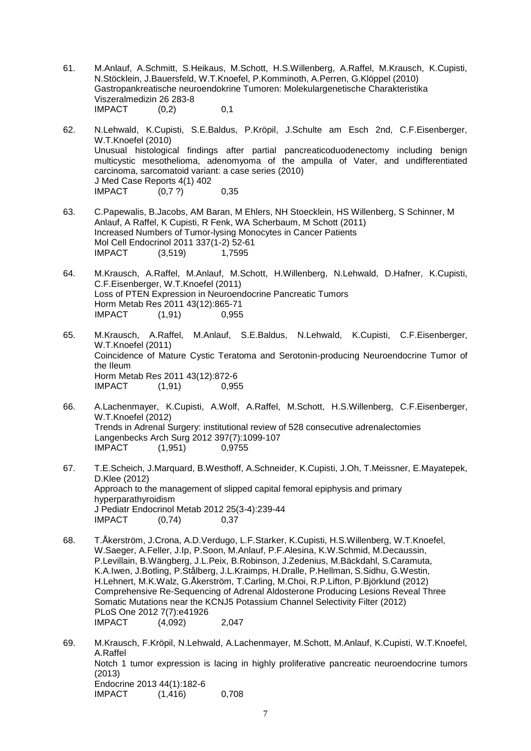61. M.Anlauf, A.Schmitt, S.Heikaus, M.Schott, H.S.Willenberg, A.Raffel, M.Krausch, K.Cupisti, N.Stöcklein, J.Bauersfeld, W.T.Knoefel, P.Komminoth, A.Perren, G.Klöppel (2010)
    Gastropankreatische neuroendokrine Tumoren: Molekulargenetische Charakteristika
    Viszeralmedizin 26 283-8
    IMPACT (0,2) 0,1

62. N.Lehwald, K.Cupisti, S.E.Baldus, P.Kröpil, J.Schulte am Esch 2nd, C.F.Eisenberger, W.T.Knoefel (2010)
    Unusual histological findings after partial pancreaticoduodenectomy including benign multicystic mesothelioma, adenomyoma of the ampulla of Vater, and undifferentiated carcinoma, sarcomatoid variant: a case series (2010)
    J Med Case Reports 4(1) 402
    IMPACT (0,7 ?) 0,35

63. C.Papewalis, B.Jacobs, AM Baran, M Ehlers, NH Stoecklein, HS Willenberg, S Schinner, M Anlauf, A Raffel, K Cupisti, R Fenk, WA Scherbaum, M Schott (2011)
    Increased Numbers of Tumor-lysing Monocytes in Cancer Patients
    Mol Cell Endocrinol 2011 337(1-2) 52-61
    IMPACT (3,519) 1,7595

64. M.Krausch, A.Raffel, M.Anlauf, M.Schott, H.Willenberg, N.Lehwald, D.Hafner, K.Cupisti, C.F.Eisenberger, W.T.Knoefel (2011)
    Loss of PTEN Expression in Neuroendocrine Pancreatic Tumors
    Horm Metab Res 2011 43(12):865-71
    IMPACT (1,91) 0,955

65. M.Krausch, A.Raffel, M.Anlauf, S.E.Baldus, N.Lehwald, K.Cupisti, C.F.Eisenberger, W.T.Knoefel (2011)
    Coincidence of Mature Cystic Teratoma and Serotonin-producing Neuroendocrine Tumor of the Ileum
    Horm Metab Res 2011 43(12):872-6
    IMPACT (1,91) 0,955

66. A.Lachenmayer, K.Cupisti, A.Wolf, A.Raffel, M.Schott, H.S.Willenberg, C.F.Eisenberger, W.T.Knoefel (2012)
    Trends in Adrenal Surgery: institutional review of 528 consecutive adrenalectomies
    Langenbecks Arch Surg 2012 397(7):1099-107
    IMPACT (1,951) 0,9755

67. T.E.Scheich, J.Marquard, B.Westhoff, A.Schneider, K.Cupisti, J.Oh, T.Meissner, E.Mayatepek, D.Klee (2012)
    Approach to the management of slipped capital femoral epiphysis and primary hyperparathyroidism
    J Pediatr Endocrinol Metab 2012 25(3-4):239-44
    IMPACT (0,74) 0,37

68. T.Åkerström, J.Crona, A.D.Verdugo, L.F.Starker, K.Cupisti, H.S.Willenberg, W.T.Knoefel, W.Saeger, A.Feller, J.Ip, P.Soon, M.Anlauf, P.F.Alesina, K.W.Schmid, M.Decaussin, P.Levillain, B.Wängberg, J.L.Peix, B.Robinson, J.Zedenius, M.Bäckdahl, S.Caramuta, K.A.Iwen, J.Botling, P.Stålberg, J.L.Kraimps, H.Dralle, P.Hellman, S.Sidhu, G.Westin, H.Lehnert, M.K.Walz, G.Åkerström, T.Carling, M.Choi, R.P.Lifton, P.Björklund (2012)
    Comprehensive Re-Sequencing of Adrenal Aldosterone Producing Lesions Reveal Three Somatic Mutations near the KCNJ5 Potassium Channel Selectivity Filter (2012)
    PLoS One 2012 7(7):e41926
    IMPACT (4,092) 2,047

69. M.Krausch, F.Kröpil, N.Lehwald, A.Lachenmayer, M.Schott, M.Anlauf, K.Cupisti, W.T.Knoefel, A.Raffel
    Notch 1 tumor expression is lacing in highly proliferative pancreatic neuroendocrine tumors (2013)
    Endocrine 2013 44(1):182-6
    IMPACT (1,416) 0,708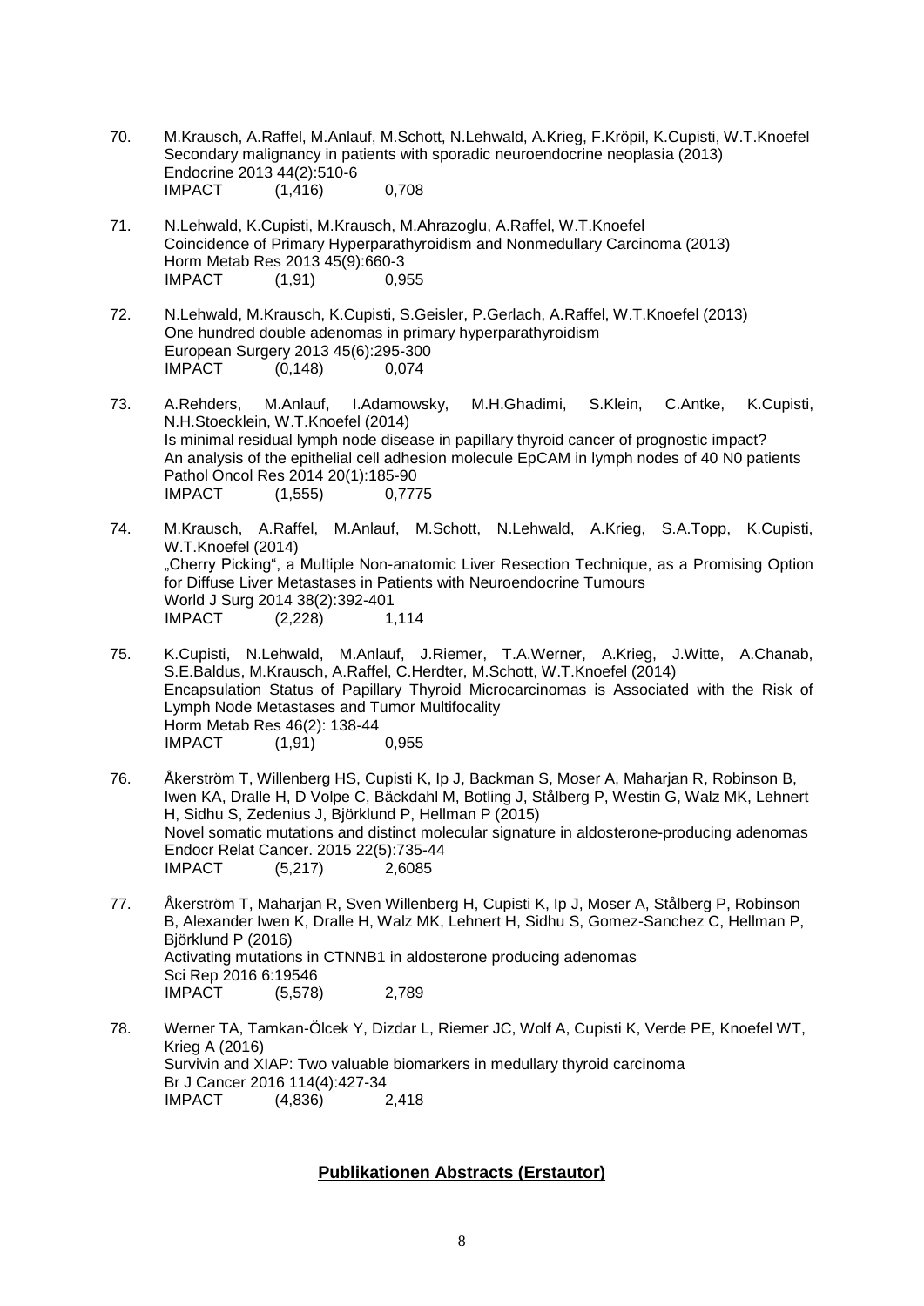70. M.Krausch, A.Raffel, M.Anlauf, M.Schott, N.Lehwald, A.Krieg, F.Kröpil, K.Cupisti, W.T.Knoefel
    Secondary malignancy in patients with sporadic neuroendocrine neoplasia (2013)
    Endocrine 2013 44(2):510-6
    IMPACT (1,416) 0,708

71. N.Lehwald, K.Cupisti, M.Krausch, M.Ahrazoglu, A.Raffel, W.T.Knoefel
    Coincidence of Primary Hyperparathyroidism and Nonmedullary Carcinoma (2013)
    Horm Metab Res 2013 45(9):660-3
    IMPACT (1,91) 0,955

72. N.Lehwald, M.Krausch, K.Cupisti, S.Geisler, P.Gerlach, A.Raffel, W.T.Knoefel (2013)
    One hundred double adenomas in primary hyperparathyroidism
    European Surgery 2013 45(6):295-300
    IMPACT (0,148) 0,074

73. A.Rehders, M.Anlauf, I.Adamowsky, M.H.Ghadimi, S.Klein, C.Antke, K.Cupisti, N.H.Stoecklein, W.T.Knoefel (2014)
    Is minimal residual lymph node disease in papillary thyroid cancer of prognostic impact? An analysis of the epithelial cell adhesion molecule EpCAM in lymph nodes of 40 N0 patients
    Pathol Oncol Res 2014 20(1):185-90
    IMPACT (1,555) 0,7775

74. M.Krausch, A.Raffel, M.Anlauf, M.Schott, N.Lehwald, A.Krieg, S.A.Topp, K.Cupisti, W.T.Knoefel (2014)
    „Cherry Picking", a Multiple Non-anatomic Liver Resection Technique, as a Promising Option for Diffuse Liver Metastases in Patients with Neuroendocrine Tumours
    World J Surg 2014 38(2):392-401
    IMPACT (2,228) 1,114

75. K.Cupisti, N.Lehwald, M.Anlauf, J.Riemer, T.A.Werner, A.Krieg, J.Witte, A.Chanab, S.E.Baldus, M.Krausch, A.Raffel, C.Herdter, M.Schott, W.T.Knoefel (2014)
    Encapsulation Status of Papillary Thyroid Microcarcinomas is Associated with the Risk of Lymph Node Metastases and Tumor Multifocality
    Horm Metab Res 46(2): 138-44
    IMPACT (1,91) 0,955

76. Åkerström T, Willenberg HS, Cupisti K, Ip J, Backman S, Moser A, Maharjan R, Robinson B, Iwen KA, Dralle H, D Volpe C, Bäckdahl M, Botling J, Stålberg P, Westin G, Walz MK, Lehnert H, Sidhu S, Zedenius J, Björklund P, Hellman P (2015)
    Novel somatic mutations and distinct molecular signature in aldosterone-producing adenomas
    Endocr Relat Cancer. 2015 22(5):735-44
    IMPACT (5,217) 2,6085

77. Åkerström T, Maharjan R, Sven Willenberg H, Cupisti K, Ip J, Moser A, Stålberg P, Robinson B, Alexander Iwen K, Dralle H, Walz MK, Lehnert H, Sidhu S, Gomez-Sanchez C, Hellman P, Björklund P (2016)
    Activating mutations in CTNNB1 in aldosterone producing adenomas
    Sci Rep 2016 6:19546
    IMPACT (5,578) 2,789

78. Werner TA, Tamkan-Ölcek Y, Dizdar L, Riemer JC, Wolf A, Cupisti K, Verde PE, Knoefel WT, Krieg A (2016)
    Survivin and XIAP: Two valuable biomarkers in medullary thyroid carcinoma
    Br J Cancer 2016 114(4):427-34
    IMPACT (4,836) 2,418

## **Publikationen Abstracts (Erstautor)**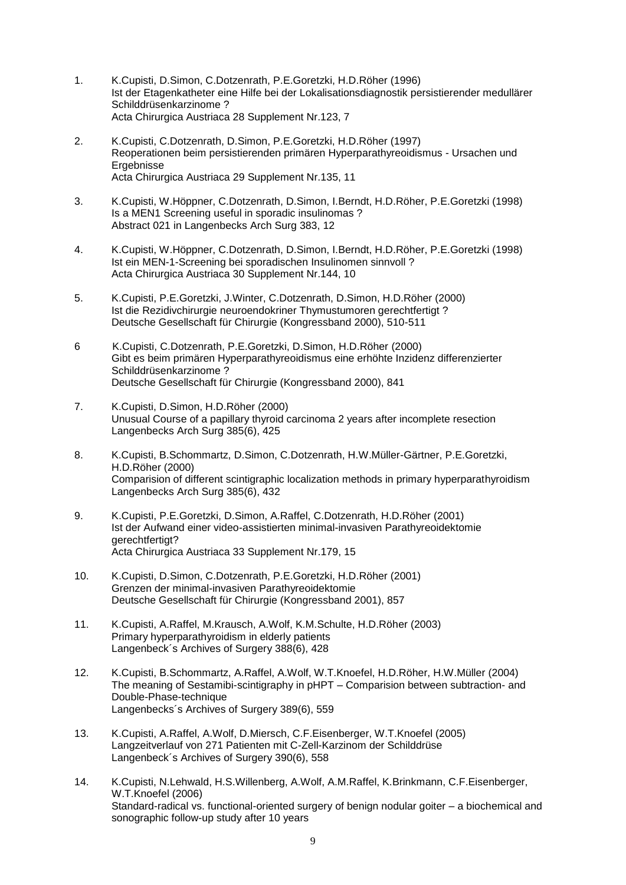1. K.Cupisti, D.Simon, C.Dotzenrath, P.E.Goretzki, H.D.Röher (1996)
   Ist der Etagenkatheter eine Hilfe bei der Lokalisationsdiagnostik persistierender medullärer Schilddrüsenkarzinome ?
   Acta Chirurgica Austriaca 28 Supplement Nr.123, 7

2. K.Cupisti, C.Dotzenrath, D.Simon, P.E.Goretzki, H.D.Röher (1997)
   Reoperationen beim persistierenden primären Hyperparathyreoidismus - Ursachen und Ergebnisse
   Acta Chirurgica Austriaca 29 Supplement Nr.135, 11

3. K.Cupisti, W.Höppner, C.Dotzenrath, D.Simon, I.Berndt, H.D.Röher, P.E.Goretzki (1998)
   Is a MEN1 Screening useful in sporadic insulinomas ?
   Abstract 021 in Langenbecks Arch Surg 383, 12

4. K.Cupisti, W.Höppner, C.Dotzenrath, D.Simon, I.Berndt, H.D.Röher, P.E.Goretzki (1998)
   Ist ein MEN-1-Screening bei sporadischen Insulinomen sinnvoll ?
   Acta Chirurgica Austriaca 30 Supplement Nr.144, 10

5. K.Cupisti, P.E.Goretzki, J.Winter, C.Dotzenrath, D.Simon, H.D.Röher (2000)
   Ist die Rezidivchirurgie neuroendokriner Thymustumoren gerechtfertigt ?
   Deutsche Gesellschaft für Chirurgie (Kongressband 2000), 510-511

6 K.Cupisti, C.Dotzenrath, P.E.Goretzki, D.Simon, H.D.Röher (2000)
   Gibt es beim primären Hyperparathyreoidismus eine erhöhte Inzidenz differenzierter Schilddrüsenkarzinome ?
   Deutsche Gesellschaft für Chirurgie (Kongressband 2000), 841

7. K.Cupisti, D.Simon, H.D.Röher (2000)
   Unusual Course of a papillary thyroid carcinoma 2 years after incomplete resection
   Langenbecks Arch Surg 385(6), 425

8. K.Cupisti, B.Schommartz, D.Simon, C.Dotzenrath, H.W.Müller-Gärtner, P.E.Goretzki, H.D.Röher (2000)
   Comparision of different scintigraphic localization methods in primary hyperparathyroidism
   Langenbecks Arch Surg 385(6), 432

9. K.Cupisti, P.E.Goretzki, D.Simon, A.Raffel, C.Dotzenrath, H.D.Röher (2001)
   Ist der Aufwand einer video-assistierten minimal-invasiven Parathyreoidektomie gerechtfertigt?
   Acta Chirurgica Austriaca 33 Supplement Nr.179, 15

10. K.Cupisti, D.Simon, C.Dotzenrath, P.E.Goretzki, H.D.Röher (2001)
    Grenzen der minimal-invasiven Parathyreoidektomie
    Deutsche Gesellschaft für Chirurgie (Kongressband 2001), 857

11. K.Cupisti, A.Raffel, M.Krausch, A.Wolf, K.M.Schulte, H.D.Röher (2003)
    Primary hyperparathyroidism in elderly patients
    Langenbeck´s Archives of Surgery 388(6), 428

12. K.Cupisti, B.Schommartz, A.Raffel, A.Wolf, W.T.Knoefel, H.D.Röher, H.W.Müller (2004)
    The meaning of Sestamibi-scintigraphy in pHPT – Comparision between subtraction- and Double-Phase-technique
    Langenbecks´s Archives of Surgery 389(6), 559

13. K.Cupisti, A.Raffel, A.Wolf, D.Miersch, C.F.Eisenberger, W.T.Knoefel (2005)
    Langzeitverlauf von 271 Patienten mit C-Zell-Karzinom der Schilddrüse
    Langenbeck´s Archives of Surgery 390(6), 558

14. K.Cupisti, N.Lehwald, H.S.Willenberg, A.Wolf, A.M.Raffel, K.Brinkmann, C.F.Eisenberger, W.T.Knoefel (2006)
    Standard-radical vs. functional-oriented surgery of benign nodular goiter – a biochemical and sonographic follow-up study after 10 years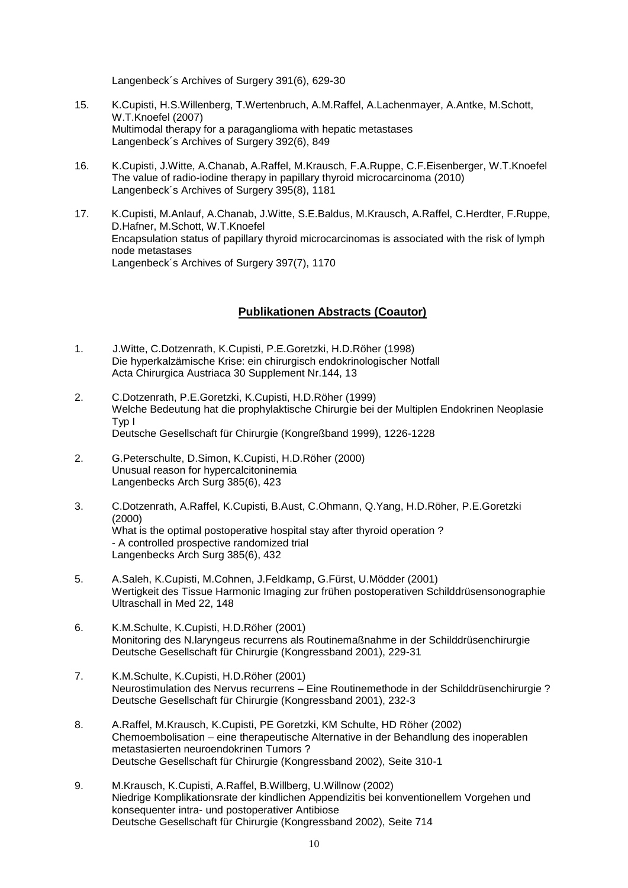Langenbeck´s Archives of Surgery 391(6), 629-30

15. K.Cupisti, H.S.Willenberg, T.Wertenbruch, A.M.Raffel, A.Lachenmayer, A.Antke, M.Schott, W.T.Knoefel (2007)
    Multimodal therapy for a paraganglioma with hepatic metastases
    Langenbeck´s Archives of Surgery 392(6), 849

16. K.Cupisti, J.Witte, A.Chanab, A.Raffel, M.Krausch, F.A.Ruppe, C.F.Eisenberger, W.T.Knoefel
    The value of radio-iodine therapy in papillary thyroid microcarcinoma (2010)
    Langenbeck´s Archives of Surgery 395(8), 1181

17. K.Cupisti, M.Anlauf, A.Chanab, J.Witte, S.E.Baldus, M.Krausch, A.Raffel, C.Herdter, F.Ruppe, D.Hafner, M.Schott, W.T.Knoefel
    Encapsulation status of papillary thyroid microcarcinomas is associated with the risk of lymph node metastases
    Langenbeck´s Archives of Surgery 397(7), 1170

## **Publikationen Abstracts (Coautor)**

1. J.Witte, C.Dotzenrath, K.Cupisti, P.E.Goretzki, H.D.Röher (1998)
   Die hyperkalzämische Krise: ein chirurgisch endokrinologischer Notfall
   Acta Chirurgica Austriaca 30 Supplement Nr.144, 13

2. C.Dotzenrath, P.E.Goretzki, K.Cupisti, H.D.Röher (1999)
   Welche Bedeutung hat die prophylaktische Chirurgie bei der Multiplen Endokrinen Neoplasie Typ I
   Deutsche Gesellschaft für Chirurgie (Kongreßband 1999), 1226-1228

2. G.Peterschulte, D.Simon, K.Cupisti, H.D.Röher (2000)
   Unusual reason for hypercalcitoninemia
   Langenbecks Arch Surg 385(6), 423

3. C.Dotzenrath, A.Raffel, K.Cupisti, B.Aust, C.Ohmann, Q.Yang, H.D.Röher, P.E.Goretzki (2000)
   What is the optimal postoperative hospital stay after thyroid operation ?
   - A controlled prospective randomized trial
   Langenbecks Arch Surg 385(6), 432

5. A.Saleh, K.Cupisti, M.Cohnen, J.Feldkamp, G.Fürst, U.Mödder (2001)
   Wertigkeit des Tissue Harmonic Imaging zur frühen postoperativen Schilddrüsensonographie
   Ultraschall in Med 22, 148

6. K.M.Schulte, K.Cupisti, H.D.Röher (2001)
   Monitoring des N.laryngeus recurrens als Routinemaßnahme in der Schilddrüsenchirurgie
   Deutsche Gesellschaft für Chirurgie (Kongressband 2001), 229-31

7. K.M.Schulte, K.Cupisti, H.D.Röher (2001)
   Neurostimulation des Nervus recurrens – Eine Routinemethode in der Schilddrüsenchirurgie ?
   Deutsche Gesellschaft für Chirurgie (Kongressband 2001), 232-3

8. A.Raffel, M.Krausch, K.Cupisti, PE Goretzki, KM Schulte, HD Röher (2002)
   Chemoembolisation – eine therapeutische Alternative in der Behandlung des inoperablen metastasierten neuroendokrinen Tumors ?
   Deutsche Gesellschaft für Chirurgie (Kongressband 2002), Seite 310-1

9. M.Krausch, K.Cupisti, A.Raffel, B.Willberg, U.Willnow (2002)
   Niedrige Komplikationsrate der kindlichen Appendizitis bei konventionellem Vorgehen und konsequenter intra- und postoperativer Antibiose
   Deutsche Gesellschaft für Chirurgie (Kongressband 2002), Seite 714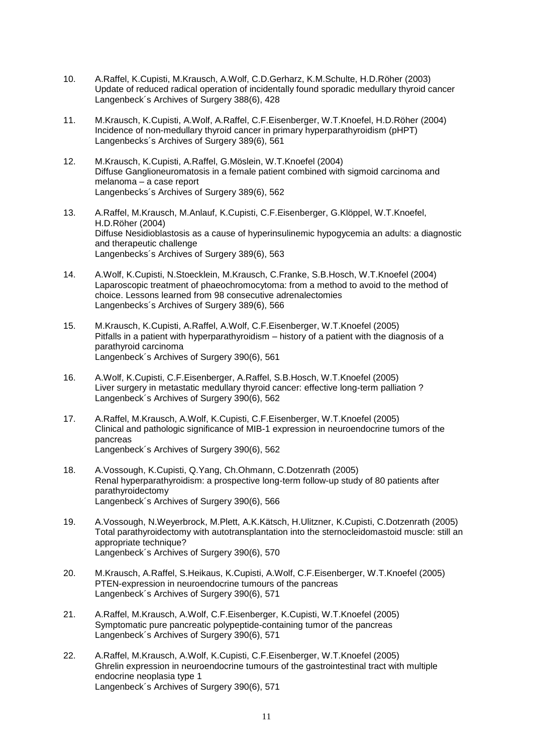10. A.Raffel, K.Cupisti, M.Krausch, A.Wolf, C.D.Gerharz, K.M.Schulte, H.D.Röher (2003)
    Update of reduced radical operation of incidentally found sporadic medullary thyroid cancer
    Langenbeck´s Archives of Surgery 388(6), 428

11. M.Krausch, K.Cupisti, A.Wolf, A.Raffel, C.F.Eisenberger, W.T.Knoefel, H.D.Röher (2004)
    Incidence of non-medullary thyroid cancer in primary hyperparathyroidism (pHPT)
    Langenbecks´s Archives of Surgery 389(6), 561

12. M.Krausch, K.Cupisti, A.Raffel, G.Möslein, W.T.Knoefel (2004)
    Diffuse Ganglioneuromatosis in a female patient combined with sigmoid carcinoma and melanoma – a case report
    Langenbecks´s Archives of Surgery 389(6), 562

13. A.Raffel, M.Krausch, M.Anlauf, K.Cupisti, C.F.Eisenberger, G.Klöppel, W.T.Knoefel, H.D.Röher (2004)
    Diffuse Nesidioblastosis as a cause of hyperinsulinemic hypogycemia an adults: a diagnostic and therapeutic challenge
    Langenbecks´s Archives of Surgery 389(6), 563

14. A.Wolf, K.Cupisti, N.Stoecklein, M.Krausch, C.Franke, S.B.Hosch, W.T.Knoefel (2004)
    Laparoscopic treatment of phaeochromocytoma: from a method to avoid to the method of choice. Lessons learned from 98 consecutive adrenalectomies
    Langenbecks´s Archives of Surgery 389(6), 566

15. M.Krausch, K.Cupisti, A.Raffel, A.Wolf, C.F.Eisenberger, W.T.Knoefel (2005)
    Pitfalls in a patient with hyperparathyroidism – history of a patient with the diagnosis of a parathyroid carcinoma
    Langenbeck´s Archives of Surgery 390(6), 561

16. A.Wolf, K.Cupisti, C.F.Eisenberger, A.Raffel, S.B.Hosch, W.T.Knoefel (2005)
    Liver surgery in metastatic medullary thyroid cancer: effective long-term palliation ?
    Langenbeck´s Archives of Surgery 390(6), 562

17. A.Raffel, M.Krausch, A.Wolf, K.Cupisti, C.F.Eisenberger, W.T.Knoefel (2005)
    Clinical and pathologic significance of MIB-1 expression in neuroendocrine tumors of the pancreas
    Langenbeck´s Archives of Surgery 390(6), 562

18. A.Vossough, K.Cupisti, Q.Yang, Ch.Ohmann, C.Dotzenrath (2005)
    Renal hyperparathyroidism: a prospective long-term follow-up study of 80 patients after parathyroidectomy
    Langenbeck´s Archives of Surgery 390(6), 566

19. A.Vossough, N.Weyerbrock, M.Plett, A.K.Kätsch, H.Ulitzner, K.Cupisti, C.Dotzenrath (2005)
    Total parathyroidectomy with autotransplantation into the sternocleidomastoid muscle: still an appropriate technique?
    Langenbeck´s Archives of Surgery 390(6), 570

20. M.Krausch, A.Raffel, S.Heikaus, K.Cupisti, A.Wolf, C.F.Eisenberger, W.T.Knoefel (2005)
    PTEN-expression in neuroendocrine tumours of the pancreas
    Langenbeck´s Archives of Surgery 390(6), 571

21. A.Raffel, M.Krausch, A.Wolf, C.F.Eisenberger, K.Cupisti, W.T.Knoefel (2005)
    Symptomatic pure pancreatic polypeptide-containing tumor of the pancreas
    Langenbeck´s Archives of Surgery 390(6), 571

22. A.Raffel, M.Krausch, A.Wolf, K.Cupisti, C.F.Eisenberger, W.T.Knoefel (2005)
    Ghrelin expression in neuroendocrine tumours of the gastrointestinal tract with multiple endocrine neoplasia type 1
    Langenbeck´s Archives of Surgery 390(6), 571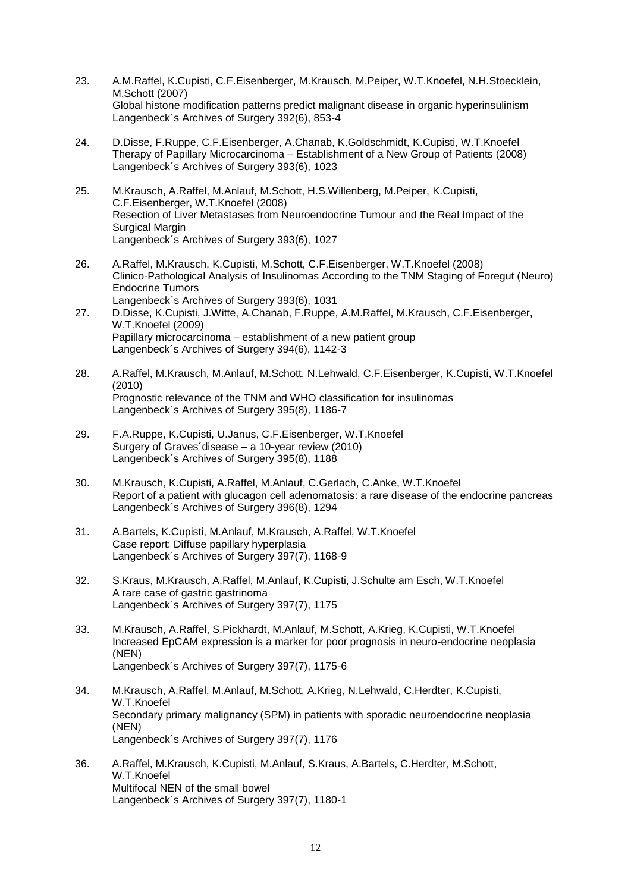23. A.M.Raffel, K.Cupisti, C.F.Eisenberger, M.Krausch, M.Peiper, W.T.Knoefel, N.H.Stoecklein, M.Schott (2007)
 Global histone modification patterns predict malignant disease in organic hyperinsulinism
 Langenbeck´s Archives of Surgery 392(6), 853-4

24. D.Disse, F.Ruppe, C.F.Eisenberger, A.Chanab, K.Goldschmidt, K.Cupisti, W.T.Knoefel
 Therapy of Papillary Microcarcinoma – Establishment of a New Group of Patients (2008)
 Langenbeck´s Archives of Surgery 393(6), 1023

25. M.Krausch, A.Raffel, M.Anlauf, M.Schott, H.S.Willenberg, M.Peiper, K.Cupisti, C.F.Eisenberger, W.T.Knoefel (2008)
 Resection of Liver Metastases from Neuroendocrine Tumour and the Real Impact of the Surgical Margin
 Langenbeck´s Archives of Surgery 393(6), 1027

26. A.Raffel, M.Krausch, K.Cupisti, M.Schott, C.F.Eisenberger, W.T.Knoefel (2008)
 Clinico-Pathological Analysis of Insulinomas According to the TNM Staging of Foregut (Neuro) Endocrine Tumors
 Langenbeck´s Archives of Surgery 393(6), 1031

27. D.Disse, K.Cupisti, J.Witte, A.Chanab, F.Ruppe, A.M.Raffel, M.Krausch, C.F.Eisenberger, W.T.Knoefel (2009)
 Papillary microcarcinoma – establishment of a new patient group
 Langenbeck´s Archives of Surgery 394(6), 1142-3

28. A.Raffel, M.Krausch, M.Anlauf, M.Schott, N.Lehwald, C.F.Eisenberger, K.Cupisti, W.T.Knoefel (2010)
 Prognostic relevance of the TNM and WHO classification for insulinomas
 Langenbeck´s Archives of Surgery 395(8), 1186-7

29. F.A.Ruppe, K.Cupisti, U.Janus, C.F.Eisenberger, W.T.Knoefel
 Surgery of Graves´disease – a 10-year review (2010)
 Langenbeck´s Archives of Surgery 395(8), 1188

30. M.Krausch, K.Cupisti, A.Raffel, M.Anlauf, C.Gerlach, C.Anke, W.T.Knoefel
 Report of a patient with glucagon cell adenomatosis: a rare disease of the endocrine pancreas
 Langenbeck´s Archives of Surgery 396(8), 1294

31. A.Bartels, K.Cupisti, M.Anlauf, M.Krausch, A.Raffel, W.T.Knoefel
 Case report: Diffuse papillary hyperplasia
 Langenbeck´s Archives of Surgery 397(7), 1168-9

32. S.Kraus, M.Krausch, A.Raffel, M.Anlauf, K.Cupisti, J.Schulte am Esch, W.T.Knoefel
 A rare case of gastric gastrinoma
 Langenbeck´s Archives of Surgery 397(7), 1175

33. M.Krausch, A.Raffel, S.Pickhardt, M.Anlauf, M.Schott, A.Krieg, K.Cupisti, W.T.Knoefel
 Increased EpCAM expression is a marker for poor prognosis in neuro-endocrine neoplasia (NEN)
 Langenbeck´s Archives of Surgery 397(7), 1175-6

34. M.Krausch, A.Raffel, M.Anlauf, M.Schott, A.Krieg, N.Lehwald, C.Herdter, K.Cupisti, W.T.Knoefel
 Secondary primary malignancy (SPM) in patients with sporadic neuroendocrine neoplasia (NEN)
 Langenbeck´s Archives of Surgery 397(7), 1176

36. A.Raffel, M.Krausch, K.Cupisti, M.Anlauf, S.Kraus, A.Bartels, C.Herdter, M.Schott, W.T.Knoefel
 Multifocal NEN of the small bowel
 Langenbeck´s Archives of Surgery 397(7), 1180-1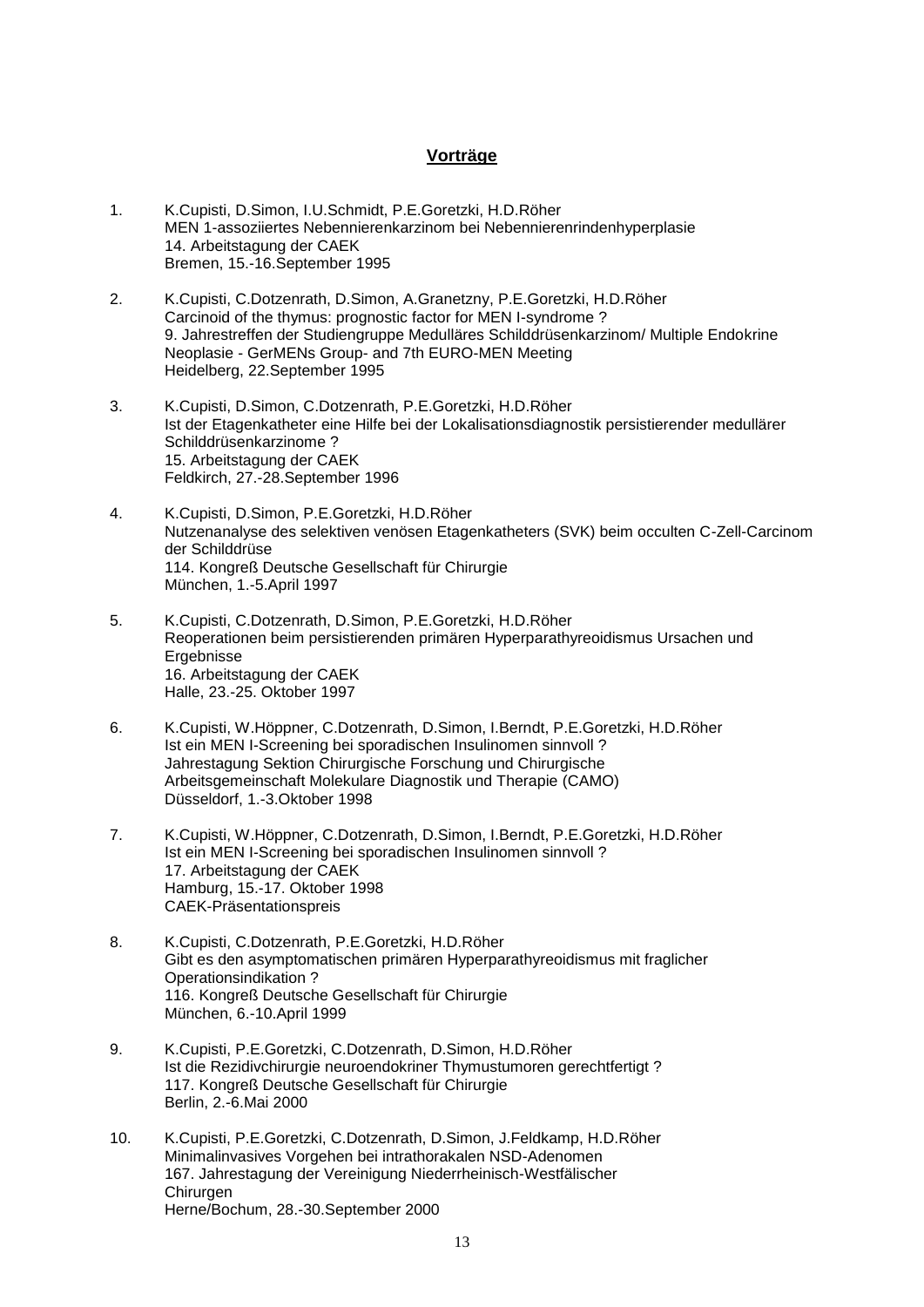## **Vorträge**

1. K.Cupisti, D.Simon, I.U.Schmidt, P.E.Goretzki, H.D.Röher
   MEN 1-assoziiertes Nebennierenkarzinom bei Nebennierenrindenhyperplasie
   14. Arbeitstagung der CAEK
   Bremen, 15.-16.September 1995

2. K.Cupisti, C.Dotzenrath, D.Simon, A.Granetzny, P.E.Goretzki, H.D.Röher
   Carcinoid of the thymus: prognostic factor for MEN I-syndrome ?
   9. Jahrestreffen der Studiengruppe Medulläres Schilddrüsenkarzinom/ Multiple Endokrine Neoplasie - GerMENs Group- and 7th EURO-MEN Meeting
   Heidelberg, 22.September 1995

3. K.Cupisti, D.Simon, C.Dotzenrath, P.E.Goretzki, H.D.Röher
   Ist der Etagenkatheter eine Hilfe bei der Lokalisationsdiagnostik persistierender medullärer Schilddrüsenkarzinome ?
   15. Arbeitstagung der CAEK
   Feldkirch, 27.-28.September 1996

4. K.Cupisti, D.Simon, P.E.Goretzki, H.D.Röher
   Nutzenanalyse des selektiven venösen Etagenkatheters (SVK) beim occulten C-Zell-Carcinom der Schilddrüse
   114. Kongreß Deutsche Gesellschaft für Chirurgie
   München, 1.-5.April 1997

5. K.Cupisti, C.Dotzenrath, D.Simon, P.E.Goretzki, H.D.Röher
   Reoperationen beim persistierenden primären Hyperparathyreoidismus Ursachen und Ergebnisse
   16. Arbeitstagung der CAEK
   Halle, 23.-25. Oktober 1997

6. K.Cupisti, W.Höppner, C.Dotzenrath, D.Simon, I.Berndt, P.E.Goretzki, H.D.Röher
   Ist ein MEN I-Screening bei sporadischen Insulinomen sinnvoll ?
   Jahrestagung Sektion Chirurgische Forschung und Chirurgische Arbeitsgemeinschaft Molekulare Diagnostik und Therapie (CAMO)
   Düsseldorf, 1.-3.Oktober 1998

7. K.Cupisti, W.Höppner, C.Dotzenrath, D.Simon, I.Berndt, P.E.Goretzki, H.D.Röher
   Ist ein MEN I-Screening bei sporadischen Insulinomen sinnvoll ?
   17. Arbeitstagung der CAEK
   Hamburg, 15.-17. Oktober 1998
   CAEK-Präsentationspreis

8. K.Cupisti, C.Dotzenrath, P.E.Goretzki, H.D.Röher
   Gibt es den asymptomatischen primären Hyperparathyreoidismus mit fraglicher Operationsindikation ?
   116. Kongreß Deutsche Gesellschaft für Chirurgie
   München, 6.-10.April 1999

9. K.Cupisti, P.E.Goretzki, C.Dotzenrath, D.Simon, H.D.Röher
   Ist die Rezidivchirurgie neuroendokriner Thymustumoren gerechtfertigt ?
   117. Kongreß Deutsche Gesellschaft für Chirurgie
   Berlin, 2.-6.Mai 2000

10. K.Cupisti, P.E.Goretzki, C.Dotzenrath, D.Simon, J.Feldkamp, H.D.Röher
    Minimalinvasives Vorgehen bei intrathorakalen NSD-Adenomen
    167. Jahrestagung der Vereinigung Niederrheinisch-Westfälischer Chirurgen
    Herne/Bochum, 28.-30.September 2000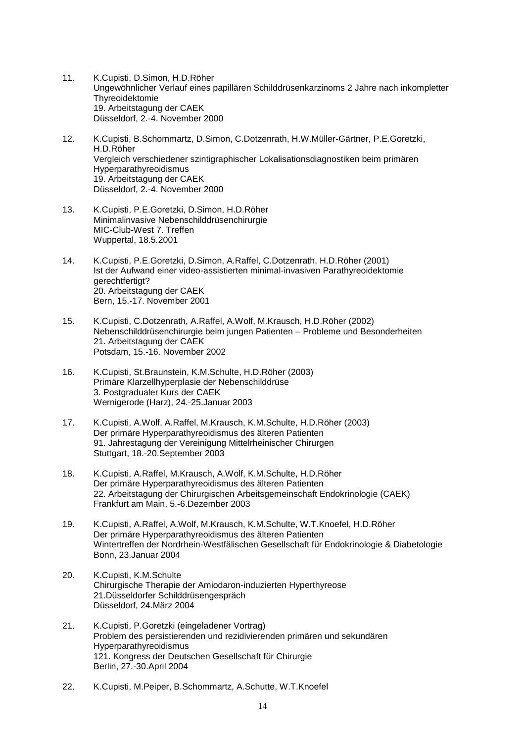11. K.Cupisti, D.Simon, H.D.Röher
    Ungewöhnlicher Verlauf eines papillären Schilddrüsenkarzinoms 2 Jahre nach inkompletter Thyreoidektomie
    19. Arbeitstagung der CAEK
    Düsseldorf, 2.-4. November 2000

12. K.Cupisti, B.Schommartz, D.Simon, C.Dotzenrath, H.W.Müller-Gärtner, P.E.Goretzki, H.D.Röher
    Vergleich verschiedener szintigraphischer Lokalisationsdiagnostiken beim primären Hyperparathyreoidismus
    19. Arbeitstagung der CAEK
    Düsseldorf, 2.-4. November 2000

13. K.Cupisti, P.E.Goretzki, D.Simon, H.D.Röher
    Minimalinvasive Nebenschilddrüsenchirurgie
    MIC-Club-West 7. Treffen
    Wuppertal, 18.5.2001

14. K.Cupisti, P.E.Goretzki, D.Simon, A.Raffel, C.Dotzenrath, H.D.Röher (2001)
    Ist der Aufwand einer video-assistierten minimal-invasiven Parathyreoidektomie gerechtfertigt?
    20. Arbeitstagung der CAEK
    Bern, 15.-17. November 2001

15. K.Cupisti, C.Dotzenrath, A.Raffel, A.Wolf, M.Krausch, H.D.Röher (2002)
    Nebenschilddrüsenchirurgie beim jungen Patienten – Probleme und Besonderheiten
    21. Arbeitstagung der CAEK
    Potsdam, 15.-16. November 2002

16. K.Cupisti, St.Braunstein, K.M.Schulte, H.D.Röher (2003)
    Primäre Klarzellhyperplasie der Nebenschilddrüse
    3. Postgradualer Kurs der CAEK
    Wernigerode (Harz), 24.-25.Januar 2003

17. K.Cupisti, A.Wolf, A.Raffel, M.Krausch, K.M.Schulte, H.D.Röher (2003)
    Der primäre Hyperparathyreoidismus des älteren Patienten
    91. Jahrestagung der Vereinigung Mittelrheinischer Chirurgen
    Stuttgart, 18.-20.September 2003

18. K.Cupisti, A.Raffel, M.Krausch, A.Wolf, K.M.Schulte, H.D.Röher
    Der primäre Hyperparathyreoidismus des älteren Patienten
    22. Arbeitstagung der Chirurgischen Arbeitsgemeinschaft Endokrinologie (CAEK)
    Frankfurt am Main, 5.-6.Dezember 2003

19. K.Cupisti, A.Raffel, A.Wolf, M.Krausch, K.M.Schulte, W.T.Knoefel, H.D.Röher
    Der primäre Hyperparathyreoidismus des älteren Patienten
    Wintertreffen der Nordrhein-Westfälischen Gesellschaft für Endokrinologie & Diabetologie
    Bonn, 23.Januar 2004

20. K.Cupisti, K.M.Schulte
    Chirurgische Therapie der Amiodaron-induzierten Hyperthyreose
    21.Düsseldorfer Schilddrüsengespräch
    Düsseldorf, 24.März 2004

21. K.Cupisti, P.Goretzki (eingeladener Vortrag)
    Problem des persistierenden und rezidivierenden primären und sekundären Hyperparathyreoidismus
    121. Kongress der Deutschen Gesellschaft für Chirurgie
    Berlin, 27.-30.April 2004

22. K.Cupisti, M.Peiper, B.Schommartz, A.Schutte, W.T.Knoefel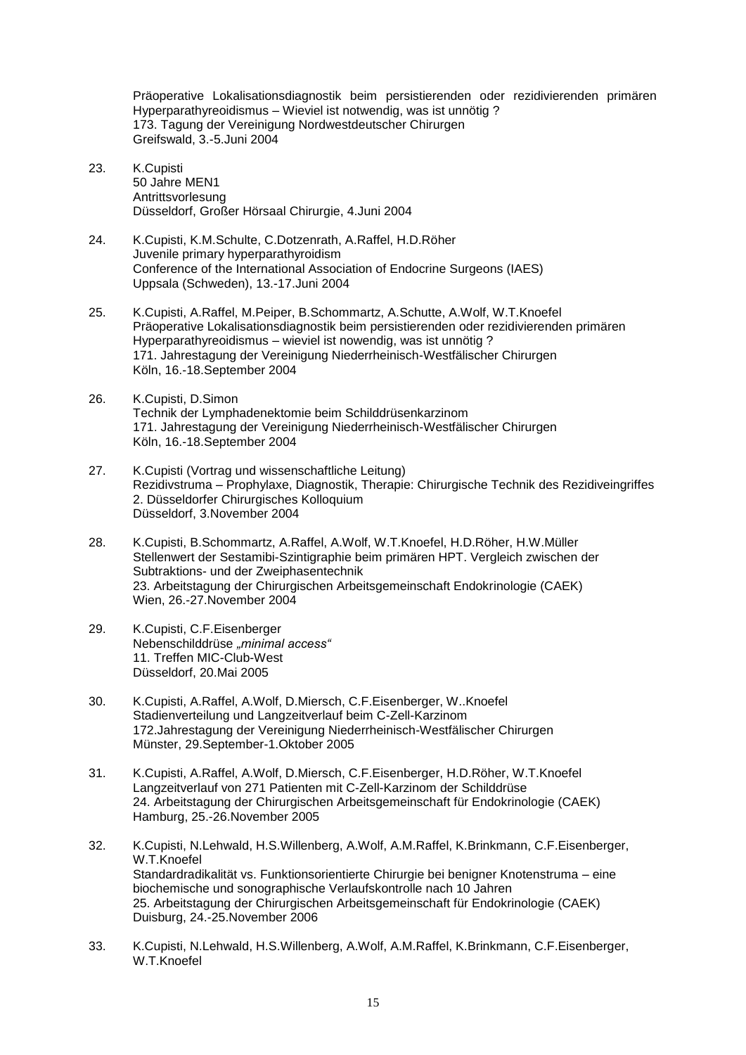Präoperative Lokalisationsdiagnostik beim persistierenden oder rezidivierenden primären Hyperparathyreoidismus – Wieviel ist notwendig, was ist unnötig ?
173. Tagung der Vereinigung Nordwestdeutscher Chirurgen
Greifswald, 3.-5.Juni 2004

23. K.Cupisti
50 Jahre MEN1
Antrittsvorlesung
Düsseldorf, Großer Hörsaal Chirurgie, 4.Juni 2004

24. K.Cupisti, K.M.Schulte, C.Dotzenrath, A.Raffel, H.D.Röher
Juvenile primary hyperparathyroidism
Conference of the International Association of Endocrine Surgeons (IAES)
Uppsala (Schweden), 13.-17.Juni 2004

25. K.Cupisti, A.Raffel, M.Peiper, B.Schommartz, A.Schutte, A.Wolf, W.T.Knoefel
Präoperative Lokalisationsdiagnostik beim persistierenden oder rezidivierenden primären Hyperparathyreoidismus – wieviel ist nowendig, was ist unnötig ?
171. Jahrestagung der Vereinigung Niederrheinisch-Westfälischer Chirurgen
Köln, 16.-18.September 2004

26. K.Cupisti, D.Simon
Technik der Lymphadenektomie beim Schilddrüsenkarzinom
171. Jahrestagung der Vereinigung Niederrheinisch-Westfälischer Chirurgen
Köln, 16.-18.September 2004

27. K.Cupisti (Vortrag und wissenschaftliche Leitung)
Rezidivstruma – Prophylaxe, Diagnostik, Therapie: Chirurgische Technik des Rezidiveingriffes
2. Düsseldorfer Chirurgisches Kolloquium
Düsseldorf, 3.November 2004

28. K.Cupisti, B.Schommartz, A.Raffel, A.Wolf, W.T.Knoefel, H.D.Röher, H.W.Müller
Stellenwert der Sestamibi-Szintigraphie beim primären HPT. Vergleich zwischen der Subtraktions- und der Zweiphasentechnik
23. Arbeitstagung der Chirurgischen Arbeitsgemeinschaft Endokrinologie (CAEK)
Wien, 26.-27.November 2004

29. K.Cupisti, C.F.Eisenberger
Nebenschilddrüse *„minimal access"*
11. Treffen MIC-Club-West
Düsseldorf, 20.Mai 2005

30. K.Cupisti, A.Raffel, A.Wolf, D.Miersch, C.F.Eisenberger, W..Knoefel
Stadienverteilung und Langzeitverlauf beim C-Zell-Karzinom
172.Jahrestagung der Vereinigung Niederrheinisch-Westfälischer Chirurgen
Münster, 29.September-1.Oktober 2005

31. K.Cupisti, A.Raffel, A.Wolf, D.Miersch, C.F.Eisenberger, H.D.Röher, W.T.Knoefel
Langzeitverlauf von 271 Patienten mit C-Zell-Karzinom der Schilddrüse
24. Arbeitstagung der Chirurgischen Arbeitsgemeinschaft für Endokrinologie (CAEK)
Hamburg, 25.-26.November 2005

32. K.Cupisti, N.Lehwald, H.S.Willenberg, A.Wolf, A.M.Raffel, K.Brinkmann, C.F.Eisenberger, W.T.Knoefel
Standardradikalität vs. Funktionsorientierte Chirurgie bei benigner Knotenstruma – eine biochemische und sonographische Verlaufskontrolle nach 10 Jahren
25. Arbeitstagung der Chirurgischen Arbeitsgemeinschaft für Endokrinologie (CAEK)
Duisburg, 24.-25.November 2006

33. K.Cupisti, N.Lehwald, H.S.Willenberg, A.Wolf, A.M.Raffel, K.Brinkmann, C.F.Eisenberger, W.T.Knoefel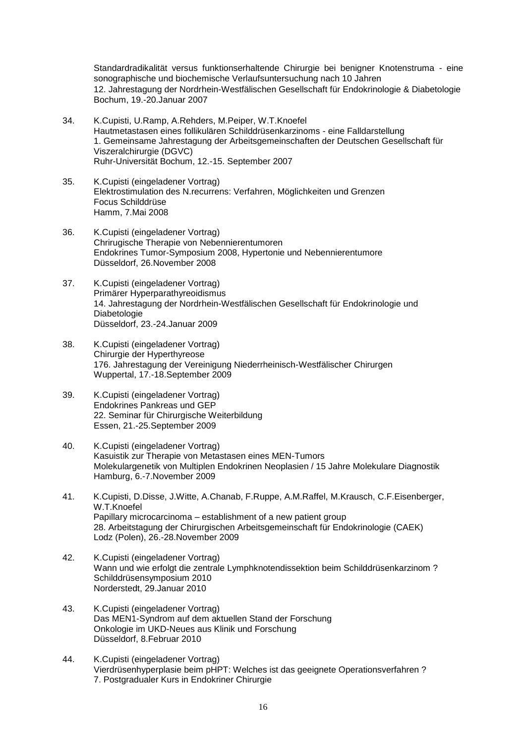Standardradikalität versus funktionserhaltende Chirurgie bei benigner Knotenstruma - eine sonographische und biochemische Verlaufsuntersuchung nach 10 Jahren
12. Jahrestagung der Nordrhein-Westfälischen Gesellschaft für Endokrinologie & Diabetologie
Bochum, 19.-20.Januar 2007

34. K.Cupisti, U.Ramp, A.Rehders, M.Peiper, W.T.Knoefel
Hautmetastasen eines follikulären Schilddrüsenkarzinoms - eine Falldarstellung
1. Gemeinsame Jahrestagung der Arbeitsgemeinschaften der Deutschen Gesellschaft für Viszeralchirurgie (DGVC)
Ruhr-Universität Bochum, 12.-15. September 2007

35. K.Cupisti (eingeladener Vortrag)
Elektrostimulation des N.recurrens: Verfahren, Möglichkeiten und Grenzen
Focus Schilddrüse
Hamm, 7.Mai 2008

36. K.Cupisti (eingeladener Vortrag)
Chrirugische Therapie von Nebennierentumoren
Endokrines Tumor-Symposium 2008, Hypertonie und Nebennierentumore
Düsseldorf, 26.November 2008

37. K.Cupisti (eingeladener Vortrag)
Primärer Hyperparathyreoidismus
14. Jahrestagung der Nordrhein-Westfälischen Gesellschaft für Endokrinologie und Diabetologie
Düsseldorf, 23.-24.Januar 2009

38. K.Cupisti (eingeladener Vortrag)
Chirurgie der Hyperthyreose
176. Jahrestagung der Vereinigung Niederrheinisch-Westfälischer Chirurgen
Wuppertal, 17.-18.September 2009

39. K.Cupisti (eingeladener Vortrag)
Endokrines Pankreas und GEP
22. Seminar für Chirurgische Weiterbildung
Essen, 21.-25.September 2009

40. K.Cupisti (eingeladener Vortrag)
Kasuistik zur Therapie von Metastasen eines MEN-Tumors
Molekulargenetik von Multiplen Endokrinen Neoplasien / 15 Jahre Molekulare Diagnostik
Hamburg, 6.-7.November 2009

41. K.Cupisti, D.Disse, J.Witte, A.Chanab, F.Ruppe, A.M.Raffel, M.Krausch, C.F.Eisenberger, W.T.Knoefel
Papillary microcarcinoma – establishment of a new patient group
28. Arbeitstagung der Chirurgischen Arbeitsgemeinschaft für Endokrinologie (CAEK)
Lodz (Polen), 26.-28.November 2009

42. K.Cupisti (eingeladener Vortrag)
Wann und wie erfolgt die zentrale Lymphknotendissektion beim Schilddrüsenkarzinom ?
Schilddrüsensymposium 2010
Norderstedt, 29.Januar 2010

43. K.Cupisti (eingeladener Vortrag)
Das MEN1-Syndrom auf dem aktuellen Stand der Forschung
Onkologie im UKD-Neues aus Klinik und Forschung
Düsseldorf, 8.Februar 2010

44. K.Cupisti (eingeladener Vortrag)
Vierdrüsenhyperplasie beim pHPT: Welches ist das geeignete Operationsverfahren ?
7. Postgradualer Kurs in Endokriner Chirurgie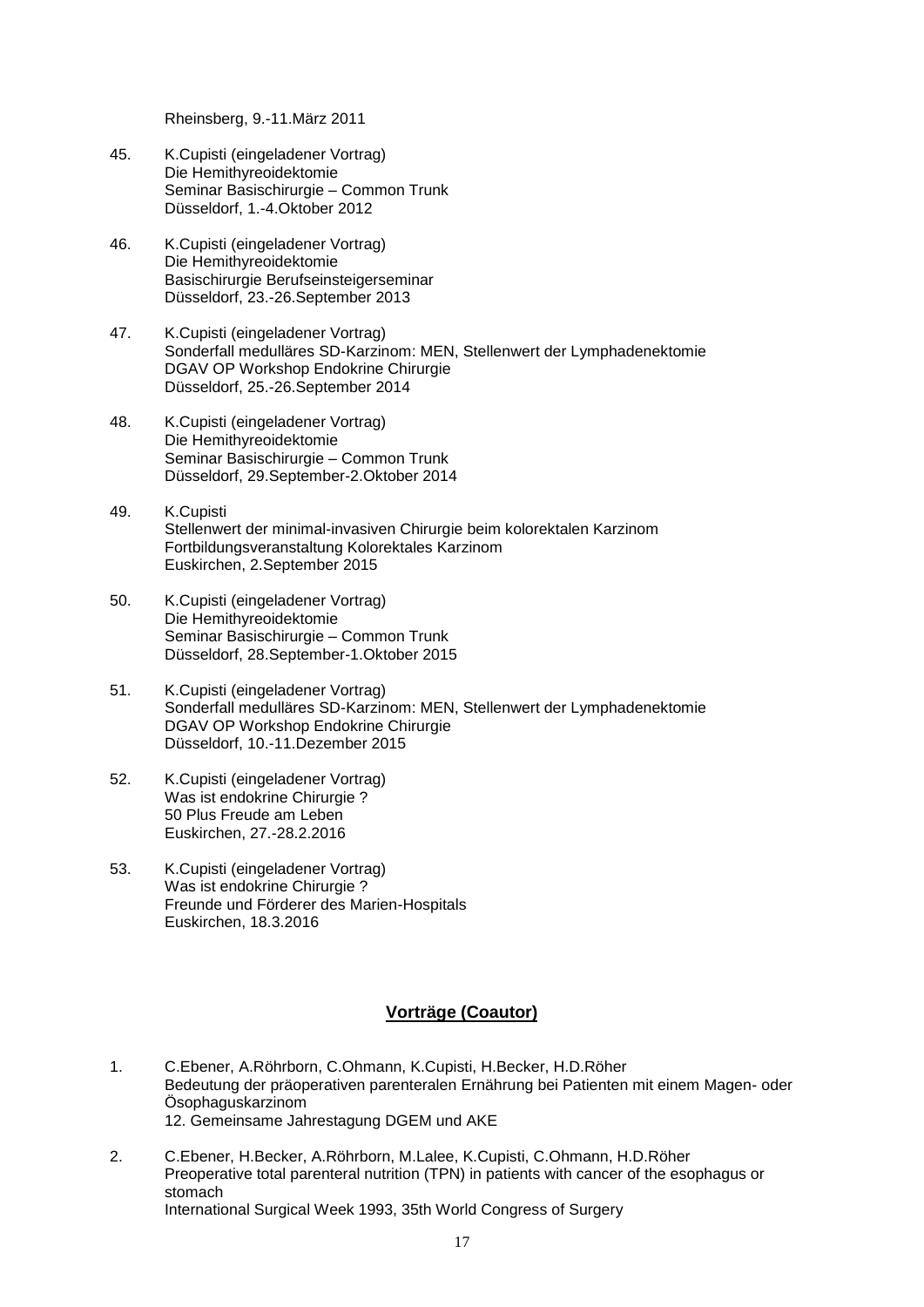Rheinsberg, 9.-11.März 2011

45. K.Cupisti (eingeladener Vortrag)
    Die Hemithyreoidektomie
    Seminar Basischirurgie – Common Trunk
    Düsseldorf, 1.-4.Oktober 2012

46. K.Cupisti (eingeladener Vortrag)
    Die Hemithyreoidektomie
    Basischirurgie Berufseinsteigerseminar
    Düsseldorf, 23.-26.September 2013

47. K.Cupisti (eingeladener Vortrag)
    Sonderfall medulläres SD-Karzinom: MEN, Stellenwert der Lymphadenektomie
    DGAV OP Workshop Endokrine Chirurgie
    Düsseldorf, 25.-26.September 2014

48. K.Cupisti (eingeladener Vortrag)
    Die Hemithyreoidektomie
    Seminar Basischirurgie – Common Trunk
    Düsseldorf, 29.September-2.Oktober 2014

49. K.Cupisti
    Stellenwert der minimal-invasiven Chirurgie beim kolorektalen Karzinom
    Fortbildungsveranstaltung Kolorektales Karzinom
    Euskirchen, 2.September 2015

50. K.Cupisti (eingeladener Vortrag)
    Die Hemithyreoidektomie
    Seminar Basischirurgie – Common Trunk
    Düsseldorf, 28.September-1.Oktober 2015

51. K.Cupisti (eingeladener Vortrag)
    Sonderfall medulläres SD-Karzinom: MEN, Stellenwert der Lymphadenektomie
    DGAV OP Workshop Endokrine Chirurgie
    Düsseldorf, 10.-11.Dezember 2015

52. K.Cupisti (eingeladener Vortrag)
    Was ist endokrine Chirurgie ?
    50 Plus Freude am Leben
    Euskirchen, 27.-28.2.2016

53. K.Cupisti (eingeladener Vortrag)
    Was ist endokrine Chirurgie ?
    Freunde und Förderer des Marien-Hospitals
    Euskirchen, 18.3.2016

## Vorträge (Coautor)

1. C.Ebener, A.Röhrborn, C.Ohmann, K.Cupisti, H.Becker, H.D.Röher
   Bedeutung der präoperativen parenteralen Ernährung bei Patienten mit einem Magen- oder Ösophaguskarzinom
   12. Gemeinsame Jahrestagung DGEM und AKE

2. C.Ebener, H.Becker, A.Röhrborn, M.Lalee, K.Cupisti, C.Ohmann, H.D.Röher
   Preoperative total parenteral nutrition (TPN) in patients with cancer of the esophagus or stomach
   International Surgical Week 1993, 35th World Congress of Surgery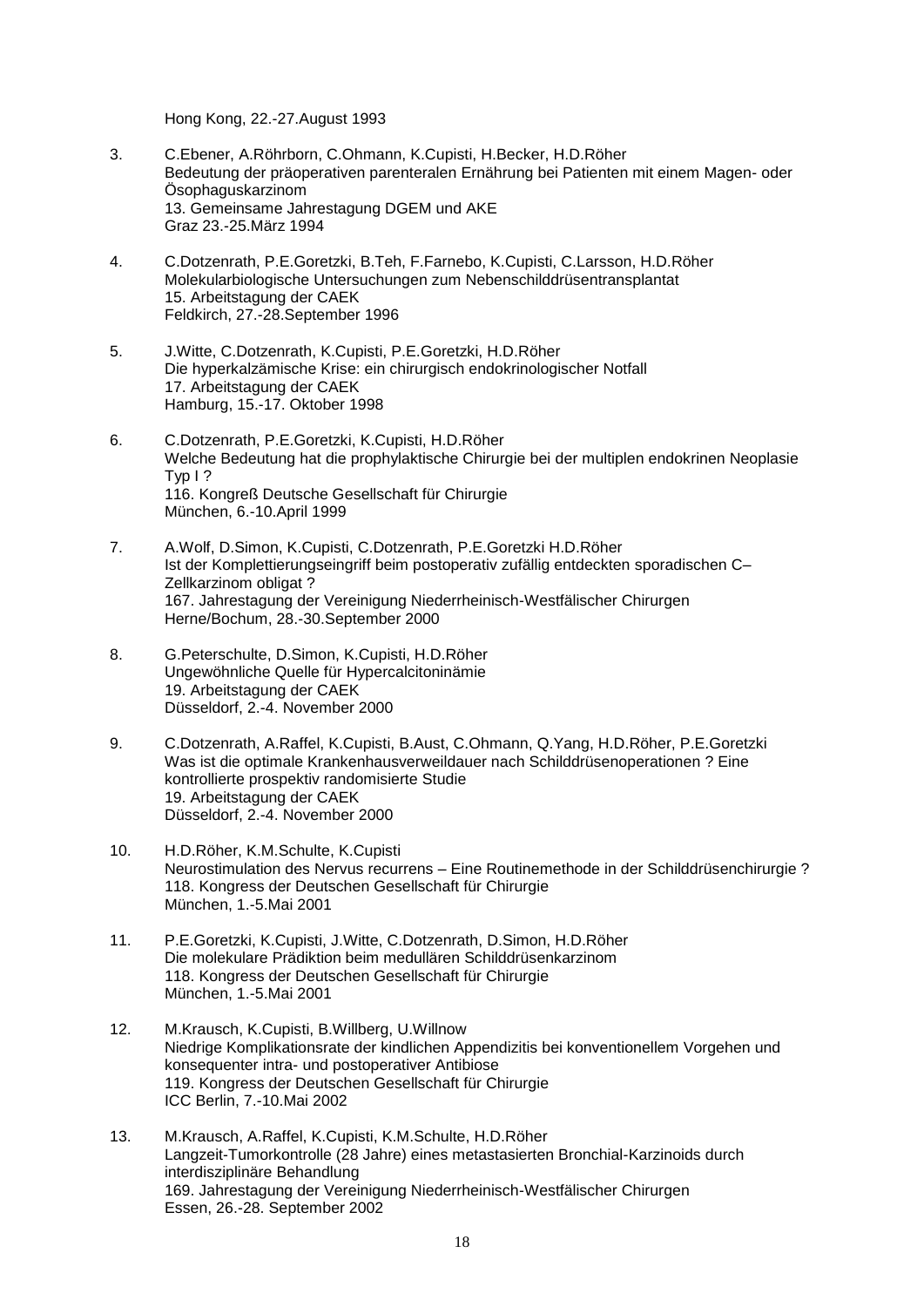Hong Kong, 22.-27.August 1993

3. C.Ebener, A.Röhrborn, C.Ohmann, K.Cupisti, H.Becker, H.D.Röher
   Bedeutung der präoperativen parenteralen Ernährung bei Patienten mit einem Magen- oder Ösophaguskarzinom
   13. Gemeinsame Jahrestagung DGEM und AKE
   Graz 23.-25.März 1994

4. C.Dotzenrath, P.E.Goretzki, B.Teh, F.Farnebo, K.Cupisti, C.Larsson, H.D.Röher
   Molekularbiologische Untersuchungen zum Nebenschilddrüsentransplantat
   15. Arbeitstagung der CAEK
   Feldkirch, 27.-28.September 1996

5. J.Witte, C.Dotzenrath, K.Cupisti, P.E.Goretzki, H.D.Röher
   Die hyperkalzämische Krise: ein chirurgisch endokrinologischer Notfall
   17. Arbeitstagung der CAEK
   Hamburg, 15.-17. Oktober 1998

6. C.Dotzenrath, P.E.Goretzki, K.Cupisti, H.D.Röher
   Welche Bedeutung hat die prophylaktische Chirurgie bei der multiplen endokrinen Neoplasie Typ I ?
   116. Kongreß Deutsche Gesellschaft für Chirurgie
   München, 6.-10.April 1999

7. A.Wolf, D.Simon, K.Cupisti, C.Dotzenrath, P.E.Goretzki H.D.Röher
   Ist der Komplettierungseingriff beim postoperativ zufällig entdeckten sporadischen C–Zellkarzinom obligat ?
   167. Jahrestagung der Vereinigung Niederrheinisch-Westfälischer Chirurgen
   Herne/Bochum, 28.-30.September 2000

8. G.Peterschulte, D.Simon, K.Cupisti, H.D.Röher
   Ungewöhnliche Quelle für Hypercalcitoninämie
   19. Arbeitstagung der CAEK
   Düsseldorf, 2.-4. November 2000

9. C.Dotzenrath, A.Raffel, K.Cupisti, B.Aust, C.Ohmann, Q.Yang, H.D.Röher, P.E.Goretzki
   Was ist die optimale Krankenhausverweildauer nach Schilddrüsenoperationen ? Eine kontrollierte prospektiv randomisierte Studie
   19. Arbeitstagung der CAEK
   Düsseldorf, 2.-4. November 2000

10. H.D.Röher, K.M.Schulte, K.Cupisti
    Neurostimulation des Nervus recurrens – Eine Routinemethode in der Schilddrüsenchirurgie ?
    118. Kongress der Deutschen Gesellschaft für Chirurgie
    München, 1.-5.Mai 2001

11. P.E.Goretzki, K.Cupisti, J.Witte, C.Dotzenrath, D.Simon, H.D.Röher
    Die molekulare Prädiktion beim medullären Schilddrüsenkarzinom
    118. Kongress der Deutschen Gesellschaft für Chirurgie
    München, 1.-5.Mai 2001

12. M.Krausch, K.Cupisti, B.Willberg, U.Willnow
    Niedrige Komplikationsrate der kindlichen Appendizitis bei konventionellem Vorgehen und konsequenter intra- und postoperativer Antibiose
    119. Kongress der Deutschen Gesellschaft für Chirurgie
    ICC Berlin, 7.-10.Mai 2002

13. M.Krausch, A.Raffel, K.Cupisti, K.M.Schulte, H.D.Röher
    Langzeit-Tumorkontrolle (28 Jahre) eines metastasierten Bronchial-Karzinoids durch interdisziplinäre Behandlung
    169. Jahrestagung der Vereinigung Niederrheinisch-Westfälischer Chirurgen
    Essen, 26.-28. September 2002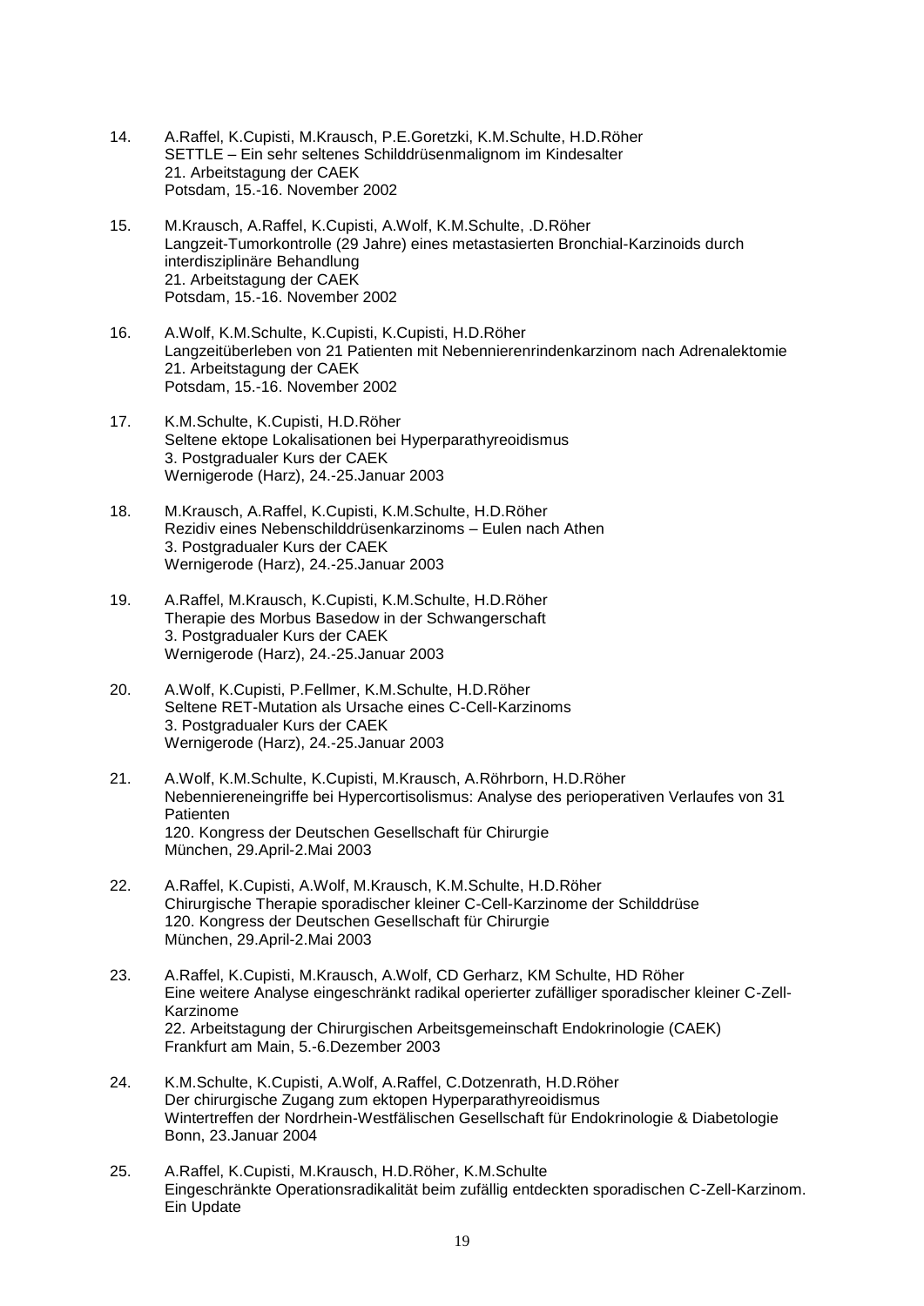14. A.Raffel, K.Cupisti, M.Krausch, P.E.Goretzki, K.M.Schulte, H.D.Röher
    SETTLE – Ein sehr seltenes Schilddrüsenmalignom im Kindesalter
    21. Arbeitstagung der CAEK
    Potsdam, 15.-16. November 2002

15. M.Krausch, A.Raffel, K.Cupisti, A.Wolf, K.M.Schulte, .D.Röher
    Langzeit-Tumorkontrolle (29 Jahre) eines metastasierten Bronchial-Karzinoids durch interdisziplinäre Behandlung
    21. Arbeitstagung der CAEK
    Potsdam, 15.-16. November 2002

16. A.Wolf, K.M.Schulte, K.Cupisti, K.Cupisti, H.D.Röher
    Langzeitüberleben von 21 Patienten mit Nebennierenrindenkarzinom nach Adrenalektomie
    21. Arbeitstagung der CAEK
    Potsdam, 15.-16. November 2002

17. K.M.Schulte, K.Cupisti, H.D.Röher
    Seltene ektope Lokalisationen bei Hyperparathyreoidismus
    3. Postgradualer Kurs der CAEK
    Wernigerode (Harz), 24.-25.Januar 2003

18. M.Krausch, A.Raffel, K.Cupisti, K.M.Schulte, H.D.Röher
    Rezidiv eines Nebenschilddrüsenkarzinoms – Eulen nach Athen
    3. Postgradualer Kurs der CAEK
    Wernigerode (Harz), 24.-25.Januar 2003

19. A.Raffel, M.Krausch, K.Cupisti, K.M.Schulte, H.D.Röher
    Therapie des Morbus Basedow in der Schwangerschaft
    3. Postgradualer Kurs der CAEK
    Wernigerode (Harz), 24.-25.Januar 2003

20. A.Wolf, K.Cupisti, P.Fellmer, K.M.Schulte, H.D.Röher
    Seltene RET-Mutation als Ursache eines C-Cell-Karzinoms
    3. Postgradualer Kurs der CAEK
    Wernigerode (Harz), 24.-25.Januar 2003

21. A.Wolf, K.M.Schulte, K.Cupisti, M.Krausch, A.Röhrborn, H.D.Röher
    Nebenniereneingriffe bei Hypercortisolismus: Analyse des perioperativen Verlaufes von 31 Patienten
    120. Kongress der Deutschen Gesellschaft für Chirurgie
    München, 29.April-2.Mai 2003

22. A.Raffel, K.Cupisti, A.Wolf, M.Krausch, K.M.Schulte, H.D.Röher
    Chirurgische Therapie sporadischer kleiner C-Cell-Karzinome der Schilddrüse
    120. Kongress der Deutschen Gesellschaft für Chirurgie
    München, 29.April-2.Mai 2003

23. A.Raffel, K.Cupisti, M.Krausch, A.Wolf, CD Gerharz, KM Schulte, HD Röher
    Eine weitere Analyse eingeschränkt radikal operierter zufälliger sporadischer kleiner C-Zell-Karzinome
    22. Arbeitstagung der Chirurgischen Arbeitsgemeinschaft Endokrinologie (CAEK)
    Frankfurt am Main, 5.-6.Dezember 2003

24. K.M.Schulte, K.Cupisti, A.Wolf, A.Raffel, C.Dotzenrath, H.D.Röher
    Der chirurgische Zugang zum ektopen Hyperparathyreoidismus
    Wintertreffen der Nordrhein-Westfälischen Gesellschaft für Endokrinologie & Diabetologie
    Bonn, 23.Januar 2004

25. A.Raffel, K.Cupisti, M.Krausch, H.D.Röher, K.M.Schulte
    Eingeschränkte Operationsradikalität beim zufällig entdeckten sporadischen C-Zell-Karzinom. Ein Update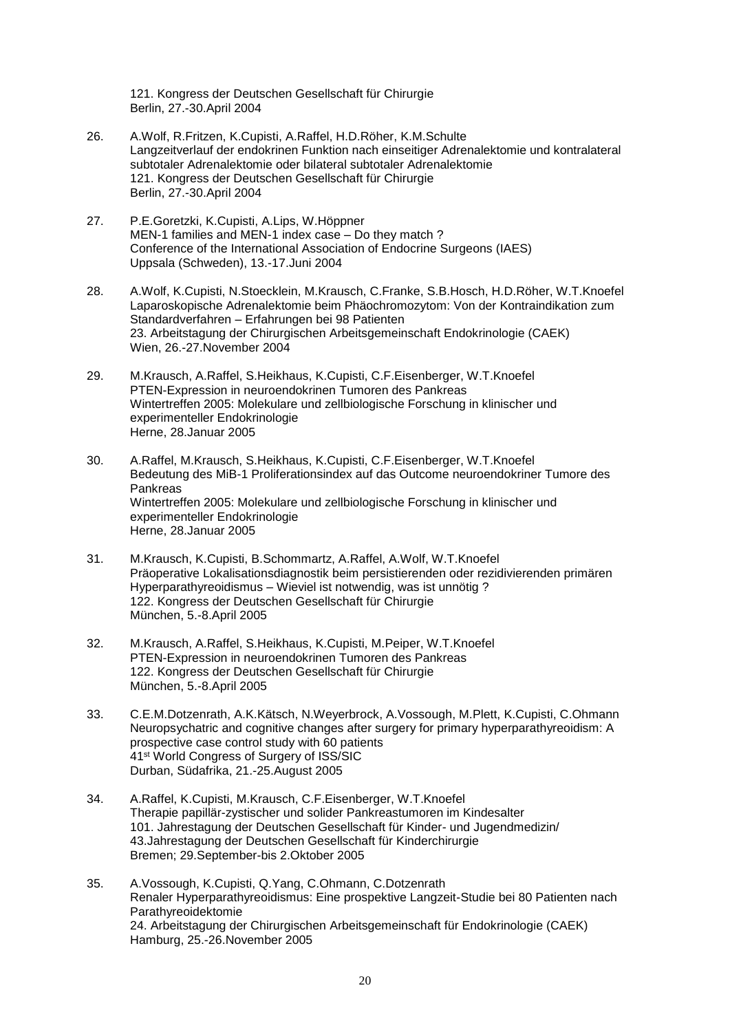121. Kongress der Deutschen Gesellschaft für Chirurgie
Berlin, 27.-30.April 2004

26. A.Wolf, R.Fritzen, K.Cupisti, A.Raffel, H.D.Röher, K.M.Schulte
Langzeitverlauf der endokrinen Funktion nach einseitiger Adrenalektomie und kontralateral subtotaler Adrenalektomie oder bilateral subtotaler Adrenalektomie
121. Kongress der Deutschen Gesellschaft für Chirurgie
Berlin, 27.-30.April 2004

27. P.E.Goretzki, K.Cupisti, A.Lips, W.Höppner
MEN-1 families and MEN-1 index case – Do they match ?
Conference of the International Association of Endocrine Surgeons (IAES)
Uppsala (Schweden), 13.-17.Juni 2004

28. A.Wolf, K.Cupisti, N.Stoecklein, M.Krausch, C.Franke, S.B.Hosch, H.D.Röher, W.T.Knoefel
Laparoskopische Adrenalektomie beim Phäochromozytom: Von der Kontraindikation zum Standardverfahren – Erfahrungen bei 98 Patienten
23. Arbeitstagung der Chirurgischen Arbeitsgemeinschaft Endokrinologie (CAEK)
Wien, 26.-27.November 2004

29. M.Krausch, A.Raffel, S.Heikhaus, K.Cupisti, C.F.Eisenberger, W.T.Knoefel
PTEN-Expression in neuroendokrinen Tumoren des Pankreas
Wintertreffen 2005: Molekulare und zellbiologische Forschung in klinischer und experimenteller Endokrinologie
Herne, 28.Januar 2005

30. A.Raffel, M.Krausch, S.Heikhaus, K.Cupisti, C.F.Eisenberger, W.T.Knoefel
Bedeutung des MiB-1 Proliferationsindex auf das Outcome neuroendokriner Tumore des Pankreas
Wintertreffen 2005: Molekulare und zellbiologische Forschung in klinischer und experimenteller Endokrinologie
Herne, 28.Januar 2005

31. M.Krausch, K.Cupisti, B.Schommartz, A.Raffel, A.Wolf, W.T.Knoefel
Präoperative Lokalisationsdiagnostik beim persistierenden oder rezidivierenden primären Hyperparathyreoidismus – Wieviel ist notwendig, was ist unnötig ?
122. Kongress der Deutschen Gesellschaft für Chirurgie
München, 5.-8.April 2005

32. M.Krausch, A.Raffel, S.Heikhaus, K.Cupisti, M.Peiper, W.T.Knoefel
PTEN-Expression in neuroendokrinen Tumoren des Pankreas
122. Kongress der Deutschen Gesellschaft für Chirurgie
München, 5.-8.April 2005

33. C.E.M.Dotzenrath, A.K.Kätsch, N.Weyerbrock, A.Vossough, M.Plett, K.Cupisti, C.Ohmann
Neuropsychatric and cognitive changes after surgery for primary hyperparathyreoidism: A prospective case control study with 60 patients
41st World Congress of Surgery of ISS/SIC
Durban, Südafrika, 21.-25.August 2005

34. A.Raffel, K.Cupisti, M.Krausch, C.F.Eisenberger, W.T.Knoefel
Therapie papillär-zystischer und solider Pankreastumoren im Kindesalter
101. Jahrestagung der Deutschen Gesellschaft für Kinder- und Jugendmedizin/
43.Jahrestagung der Deutschen Gesellschaft für Kinderchirurgie
Bremen; 29.September-bis 2.Oktober 2005

35. A.Vossough, K.Cupisti, Q.Yang, C.Ohmann, C.Dotzenrath
Renaler Hyperparathyreoidismus: Eine prospektive Langzeit-Studie bei 80 Patienten nach Parathyreoidektomie
24. Arbeitstagung der Chirurgischen Arbeitsgemeinschaft für Endokrinologie (CAEK)
Hamburg, 25.-26.November 2005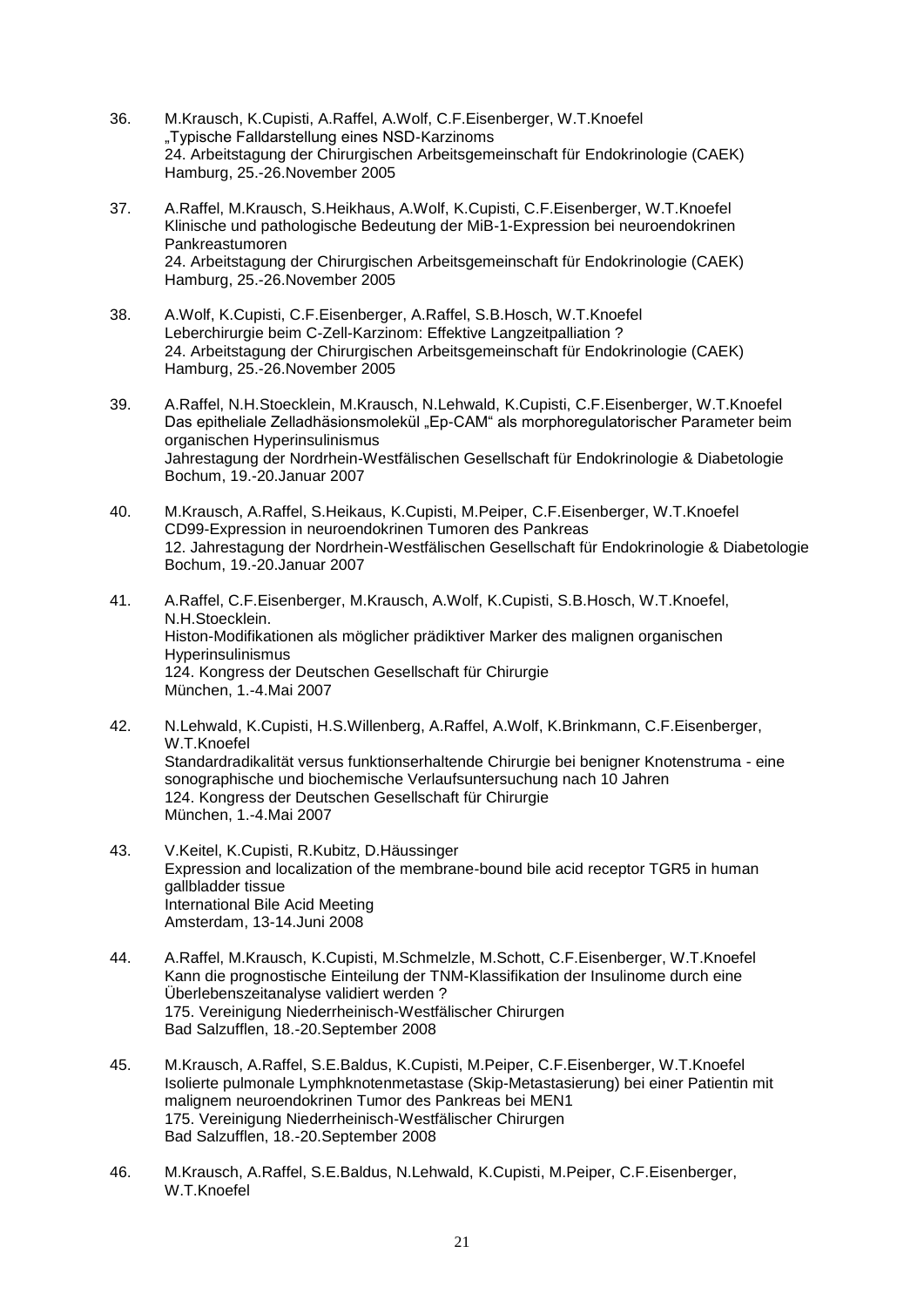36. M.Krausch, K.Cupisti, A.Raffel, A.Wolf, C.F.Eisenberger, W.T.Knoefel
„Typische Falldarstellung eines NSD-Karzinoms
24. Arbeitstagung der Chirurgischen Arbeitsgemeinschaft für Endokrinologie (CAEK)
Hamburg, 25.-26.November 2005

37. A.Raffel, M.Krausch, S.Heikhaus, A.Wolf, K.Cupisti, C.F.Eisenberger, W.T.Knoefel
Klinische und pathologische Bedeutung der MiB-1-Expression bei neuroendokrinen Pankreastumoren
24. Arbeitstagung der Chirurgischen Arbeitsgemeinschaft für Endokrinologie (CAEK)
Hamburg, 25.-26.November 2005

38. A.Wolf, K.Cupisti, C.F.Eisenberger, A.Raffel, S.B.Hosch, W.T.Knoefel
Leberchirurgie beim C-Zell-Karzinom: Effektive Langzeitpalliation ?
24. Arbeitstagung der Chirurgischen Arbeitsgemeinschaft für Endokrinologie (CAEK)
Hamburg, 25.-26.November 2005

39. A.Raffel, N.H.Stoecklein, M.Krausch, N.Lehwald, K.Cupisti, C.F.Eisenberger, W.T.Knoefel
Das epitheliale Zelladhäsionsmolekül „Ep-CAM“ als morphoregulatorischer Parameter beim organischen Hyperinsulinismus
Jahrestagung der Nordrhein-Westfälischen Gesellschaft für Endokrinologie & Diabetologie
Bochum, 19.-20.Januar 2007

40. M.Krausch, A.Raffel, S.Heikaus, K.Cupisti, M.Peiper, C.F.Eisenberger, W.T.Knoefel
CD99-Expression in neuroendokrinen Tumoren des Pankreas
12. Jahrestagung der Nordrhein-Westfälischen Gesellschaft für Endokrinologie & Diabetologie
Bochum, 19.-20.Januar 2007

41. A.Raffel, C.F.Eisenberger, M.Krausch, A.Wolf, K.Cupisti, S.B.Hosch, W.T.Knoefel, N.H.Stoecklein.
Histon-Modifikationen als möglicher prädiktiver Marker des malignen organischen Hyperinsulinismus
124. Kongress der Deutschen Gesellschaft für Chirurgie
München, 1.-4.Mai 2007

42. N.Lehwald, K.Cupisti, H.S.Willenberg, A.Raffel, A.Wolf, K.Brinkmann, C.F.Eisenberger, W.T.Knoefel
Standardradikalität versus funktionserhaltende Chirurgie bei benigner Knotenstruma - eine sonographische und biochemische Verlaufsuntersuchung nach 10 Jahren
124. Kongress der Deutschen Gesellschaft für Chirurgie
München, 1.-4.Mai 2007

43. V.Keitel, K.Cupisti, R.Kubitz, D.Häussinger
Expression and localization of the membrane-bound bile acid receptor TGR5 in human gallbladder tissue
International Bile Acid Meeting
Amsterdam, 13-14.Juni 2008

44. A.Raffel, M.Krausch, K.Cupisti, M.Schmelzle, M.Schott, C.F.Eisenberger, W.T.Knoefel
Kann die prognostische Einteilung der TNM-Klassifikation der Insulinome durch eine Überlebenszeitanalyse validiert werden ?
175. Vereinigung Niederrheinisch-Westfälischer Chirurgen
Bad Salzufflen, 18.-20.September 2008

45. M.Krausch, A.Raffel, S.E.Baldus, K.Cupisti, M.Peiper, C.F.Eisenberger, W.T.Knoefel
Isolierte pulmonale Lymphknotenmetastase (Skip-Metastasierung) bei einer Patientin mit malignem neuroendokrinen Tumor des Pankreas bei MEN1
175. Vereinigung Niederrheinisch-Westfälischer Chirurgen
Bad Salzufflen, 18.-20.September 2008

46. M.Krausch, A.Raffel, S.E.Baldus, N.Lehwald, K.Cupisti, M.Peiper, C.F.Eisenberger, W.T.Knoefel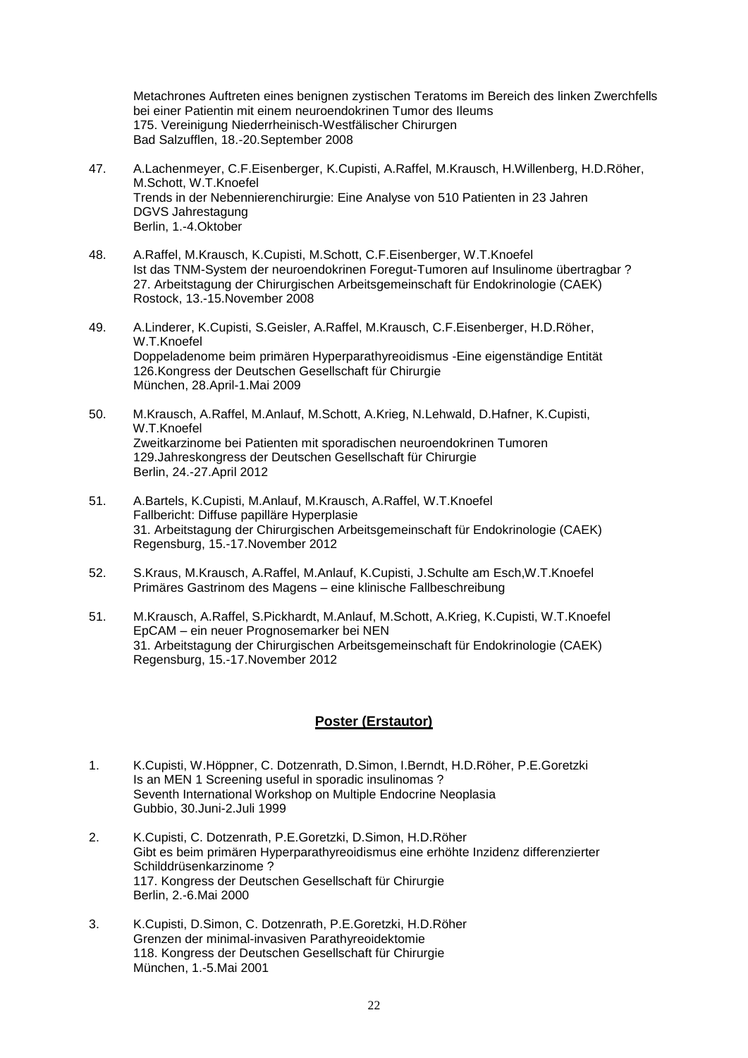Metachrones Auftreten eines benignen zystischen Teratoms im Bereich des linken Zwerchfells bei einer Patientin mit einem neuroendokrinen Tumor des Ileums
175. Vereinigung Niederrheinisch-Westfälischer Chirurgen
Bad Salzufflen, 18.-20.September 2008

47. A.Lachenmeyer, C.F.Eisenberger, K.Cupisti, A.Raffel, M.Krausch, H.Willenberg, H.D.Röher, M.Schott, W.T.Knoefel
Trends in der Nebennierenchirurgie: Eine Analyse von 510 Patienten in 23 Jahren
DGVS Jahrestagung
Berlin, 1.-4.Oktober

48. A.Raffel, M.Krausch, K.Cupisti, M.Schott, C.F.Eisenberger, W.T.Knoefel
Ist das TNM-System der neuroendokrinen Foregut-Tumoren auf Insulinome übertragbar ?
27. Arbeitstagung der Chirurgischen Arbeitsgemeinschaft für Endokrinologie (CAEK)
Rostock, 13.-15.November 2008

49. A.Linderer, K.Cupisti, S.Geisler, A.Raffel, M.Krausch, C.F.Eisenberger, H.D.Röher, W.T.Knoefel
Doppeladenome beim primären Hyperparathyreoidismus -Eine eigenständige Entität
126.Kongress der Deutschen Gesellschaft für Chirurgie
München, 28.April-1.Mai 2009

50. M.Krausch, A.Raffel, M.Anlauf, M.Schott, A.Krieg, N.Lehwald, D.Hafner, K.Cupisti, W.T.Knoefel
Zweitkarzinome bei Patienten mit sporadischen neuroendokrinen Tumoren
129.Jahreskongress der Deutschen Gesellschaft für Chirurgie
Berlin, 24.-27.April 2012

51. A.Bartels, K.Cupisti, M.Anlauf, M.Krausch, A.Raffel, W.T.Knoefel
Fallbericht: Diffuse papilläre Hyperplasie
31. Arbeitstagung der Chirurgischen Arbeitsgemeinschaft für Endokrinologie (CAEK)
Regensburg, 15.-17.November 2012

52. S.Kraus, M.Krausch, A.Raffel, M.Anlauf, K.Cupisti, J.Schulte am Esch,W.T.Knoefel
Primäres Gastrinom des Magens – eine klinische Fallbeschreibung

51. M.Krausch, A.Raffel, S.Pickhardt, M.Anlauf, M.Schott, A.Krieg, K.Cupisti, W.T.Knoefel
EpCAM – ein neuer Prognosemarker bei NEN
31. Arbeitstagung der Chirurgischen Arbeitsgemeinschaft für Endokrinologie (CAEK)
Regensburg, 15.-17.November 2012

## Poster (Erstautor)

1. K.Cupisti, W.Höppner, C. Dotzenrath, D.Simon, I.Berndt, H.D.Röher, P.E.Goretzki
Is an MEN 1 Screening useful in sporadic insulinomas ?
Seventh International Workshop on Multiple Endocrine Neoplasia
Gubbio, 30.Juni-2.Juli 1999

2. K.Cupisti, C. Dotzenrath, P.E.Goretzki, D.Simon, H.D.Röher
Gibt es beim primären Hyperparathyreoidismus eine erhöhte Inzidenz differenzierter Schilddrüsenkarzinome ?
117. Kongress der Deutschen Gesellschaft für Chirurgie
Berlin, 2.-6.Mai 2000

3. K.Cupisti, D.Simon, C. Dotzenrath, P.E.Goretzki, H.D.Röher
Grenzen der minimal-invasiven Parathyreoidektomie
118. Kongress der Deutschen Gesellschaft für Chirurgie
München, 1.-5.Mai 2001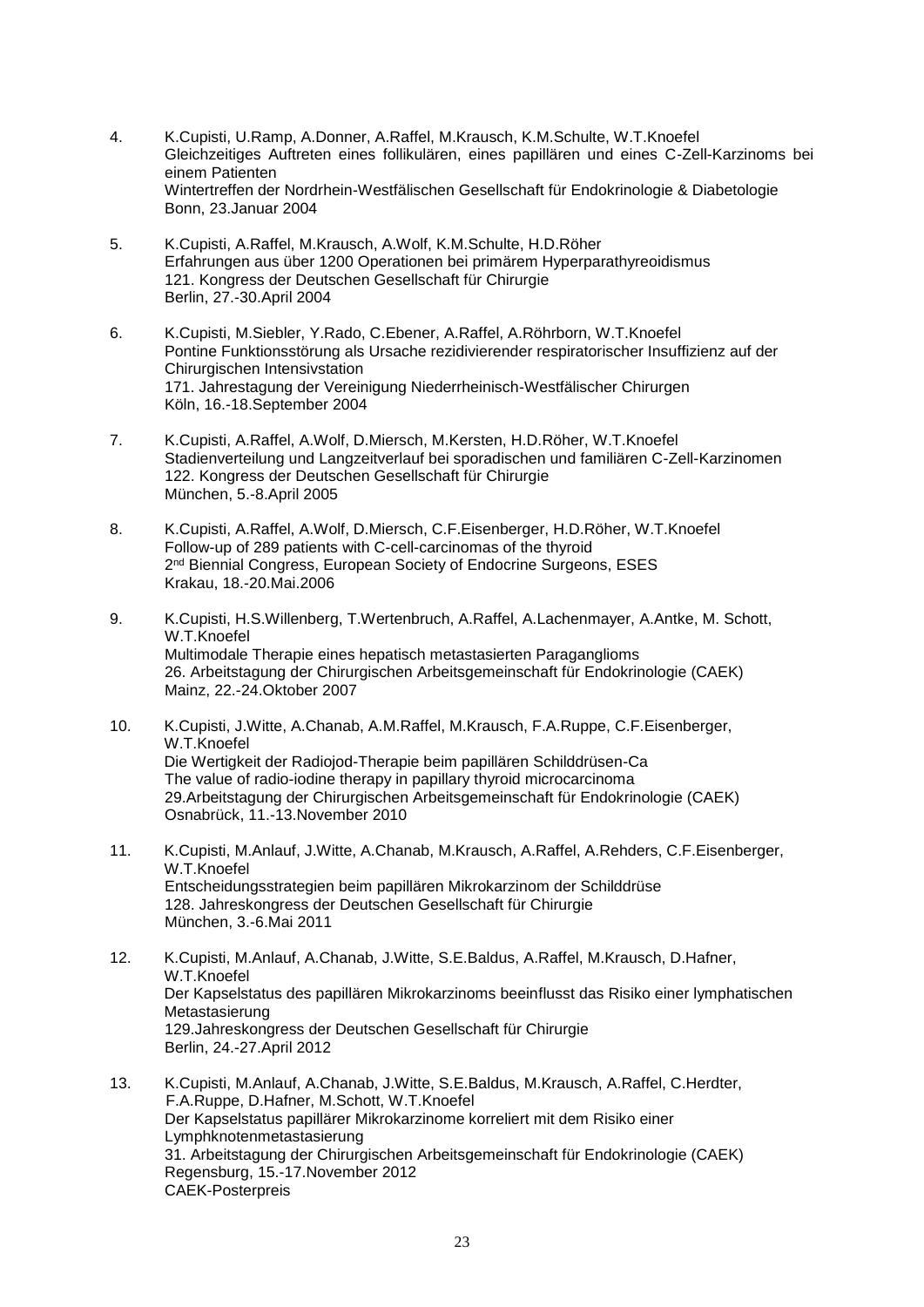4. K.Cupisti, U.Ramp, A.Donner, A.Raffel, M.Krausch, K.M.Schulte, W.T.Knoefel
   Gleichzeitiges Auftreten eines follikulären, eines papillären und eines C-Zell-Karzinoms bei einem Patienten
   Wintertreffen der Nordrhein-Westfälischen Gesellschaft für Endokrinologie & Diabetologie
   Bonn, 23.Januar 2004

5. K.Cupisti, A.Raffel, M.Krausch, A.Wolf, K.M.Schulte, H.D.Röher
   Erfahrungen aus über 1200 Operationen bei primärem Hyperparathyreoidismus
   121. Kongress der Deutschen Gesellschaft für Chirurgie
   Berlin, 27.-30.April 2004

6. K.Cupisti, M.Siebler, Y.Rado, C.Ebener, A.Raffel, A.Röhrborn, W.T.Knoefel
   Pontine Funktionsstörung als Ursache rezidivierender respiratorischer Insuffizienz auf der Chirurgischen Intensivstation
   171. Jahrestagung der Vereinigung Niederrheinisch-Westfälischer Chirurgen
   Köln, 16.-18.September 2004

7. K.Cupisti, A.Raffel, A.Wolf, D.Miersch, M.Kersten, H.D.Röher, W.T.Knoefel
   Stadienverteilung und Langzeitverlauf bei sporadischen und familiären C-Zell-Karzinomen
   122. Kongress der Deutschen Gesellschaft für Chirurgie
   München, 5.-8.April 2005

8. K.Cupisti, A.Raffel, A.Wolf, D.Miersch, C.F.Eisenberger, H.D.Röher, W.T.Knoefel
   Follow-up of 289 patients with C-cell-carcinomas of the thyroid
   2nd Biennial Congress, European Society of Endocrine Surgeons, ESES
   Krakau, 18.-20.Mai.2006

9. K.Cupisti, H.S.Willenberg, T.Wertenbruch, A.Raffel, A.Lachenmayer, A.Antke, M. Schott, W.T.Knoefel
   Multimodale Therapie eines hepatisch metastasierten Paraganglioms
   26. Arbeitstagung der Chirurgischen Arbeitsgemeinschaft für Endokrinologie (CAEK)
   Mainz, 22.-24.Oktober 2007

10. K.Cupisti, J.Witte, A.Chanab, A.M.Raffel, M.Krausch, F.A.Ruppe, C.F.Eisenberger, W.T.Knoefel
    Die Wertigkeit der Radiojod-Therapie beim papillären Schilddrüsen-Ca
    The value of radio-iodine therapy in papillary thyroid microcarcinoma
    29.Arbeitstagung der Chirurgischen Arbeitsgemeinschaft für Endokrinologie (CAEK)
    Osnabrück, 11.-13.November 2010

11. K.Cupisti, M.Anlauf, J.Witte, A.Chanab, M.Krausch, A.Raffel, A.Rehders, C.F.Eisenberger, W.T.Knoefel
    Entscheidungsstrategien beim papillären Mikrokarzinom der Schilddrüse
    128. Jahreskongress der Deutschen Gesellschaft für Chirurgie
    München, 3.-6.Mai 2011

12. K.Cupisti, M.Anlauf, A.Chanab, J.Witte, S.E.Baldus, A.Raffel, M.Krausch, D.Hafner, W.T.Knoefel
    Der Kapselstatus des papillären Mikrokarzinoms beeinflusst das Risiko einer lymphatischen Metastasierung
    129.Jahreskongress der Deutschen Gesellschaft für Chirurgie
    Berlin, 24.-27.April 2012

13. K.Cupisti, M.Anlauf, A.Chanab, J.Witte, S.E.Baldus, M.Krausch, A.Raffel, C.Herdter, F.A.Ruppe, D.Hafner, M.Schott, W.T.Knoefel
    Der Kapselstatus papillärer Mikrokarzinome korreliert mit dem Risiko einer Lymphknotenmetastasierung
    31. Arbeitstagung der Chirurgischen Arbeitsgemeinschaft für Endokrinologie (CAEK)
    Regensburg, 15.-17.November 2012
    CAEK-Posterpreis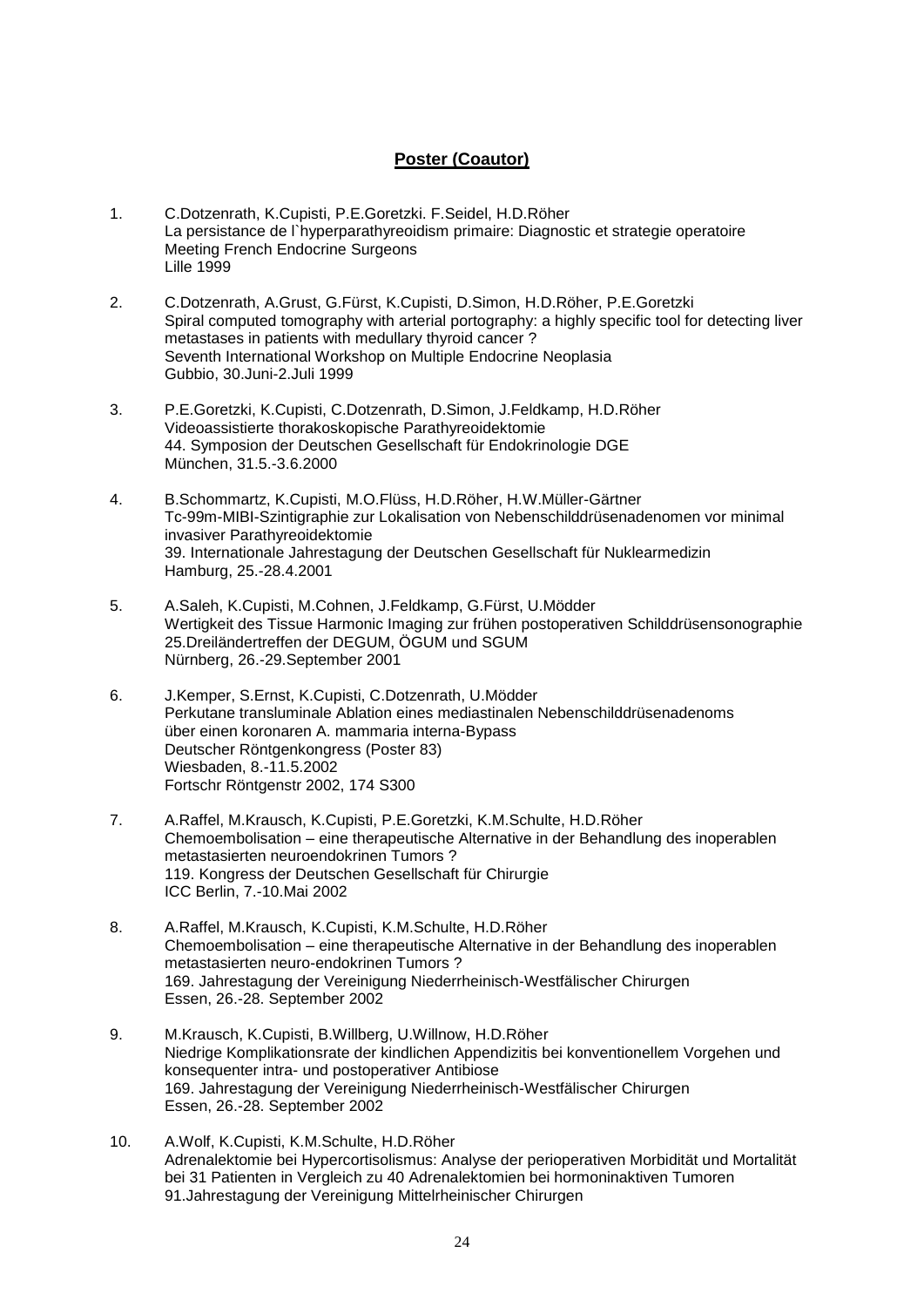## **Poster (Coautor)**

1. C.Dotzenrath, K.Cupisti, P.E.Goretzki. F.Seidel, H.D.Röher
   La persistance de l`hyperparathyreoidism primaire: Diagnostic et strategie operatoire
   Meeting French Endocrine Surgeons
   Lille 1999

2. C.Dotzenrath, A.Grust, G.Fürst, K.Cupisti, D.Simon, H.D.Röher, P.E.Goretzki
   Spiral computed tomography with arterial portography: a highly specific tool for detecting liver metastases in patients with medullary thyroid cancer ?
   Seventh International Workshop on Multiple Endocrine Neoplasia
   Gubbio, 30.Juni-2.Juli 1999

3. P.E.Goretzki, K.Cupisti, C.Dotzenrath, D.Simon, J.Feldkamp, H.D.Röher
   Videoassistierte thorakoskopische Parathyreoidektomie
   44. Symposion der Deutschen Gesellschaft für Endokrinologie DGE
   München, 31.5.-3.6.2000

4. B.Schommartz, K.Cupisti, M.O.Flüss, H.D.Röher, H.W.Müller-Gärtner
   Tc-99m-MIBI-Szintigraphie zur Lokalisation von Nebenschilddrüsenadenomen vor minimal invasiver Parathyreoidektomie
   39. Internationale Jahrestagung der Deutschen Gesellschaft für Nuklearmedizin
   Hamburg, 25.-28.4.2001

5. A.Saleh, K.Cupisti, M.Cohnen, J.Feldkamp, G.Fürst, U.Mödder
   Wertigkeit des Tissue Harmonic Imaging zur frühen postoperativen Schilddrüsensonographie
   25.Dreiländertreffen der DEGUM, ÖGUM und SGUM
   Nürnberg, 26.-29.September 2001

6. J.Kemper, S.Ernst, K.Cupisti, C.Dotzenrath, U.Mödder
   Perkutane transluminale Ablation eines mediastinalen Nebenschilddrüsenadenoms über einen koronaren A. mammaria interna-Bypass
   Deutscher Röntgenkongress (Poster 83)
   Wiesbaden, 8.-11.5.2002
   Fortschr Röntgenstr 2002, 174 S300

7. A.Raffel, M.Krausch, K.Cupisti, P.E.Goretzki, K.M.Schulte, H.D.Röher
   Chemoembolisation – eine therapeutische Alternative in der Behandlung des inoperablen metastasierten neuroendokrinen Tumors ?
   119. Kongress der Deutschen Gesellschaft für Chirurgie
   ICC Berlin, 7.-10.Mai 2002

8. A.Raffel, M.Krausch, K.Cupisti, K.M.Schulte, H.D.Röher
   Chemoembolisation – eine therapeutische Alternative in der Behandlung des inoperablen metastasierten neuro-endokrinen Tumors ?
   169. Jahrestagung der Vereinigung Niederrheinisch-Westfälischer Chirurgen
   Essen, 26.-28. September 2002

9. M.Krausch, K.Cupisti, B.Willberg, U.Willnow, H.D.Röher
   Niedrige Komplikationsrate der kindlichen Appendizitis bei konventionellem Vorgehen und konsequenter intra- und postoperativer Antibiose
   169. Jahrestagung der Vereinigung Niederrheinisch-Westfälischer Chirurgen
   Essen, 26.-28. September 2002

10. A.Wolf, K.Cupisti, K.M.Schulte, H.D.Röher
    Adrenalektomie bei Hypercortisolismus: Analyse der perioperativen Morbidität und Mortalität bei 31 Patienten in Vergleich zu 40 Adrenalektomien bei hormoninaktiven Tumoren
    91.Jahrestagung der Vereinigung Mittelrheinischer Chirurgen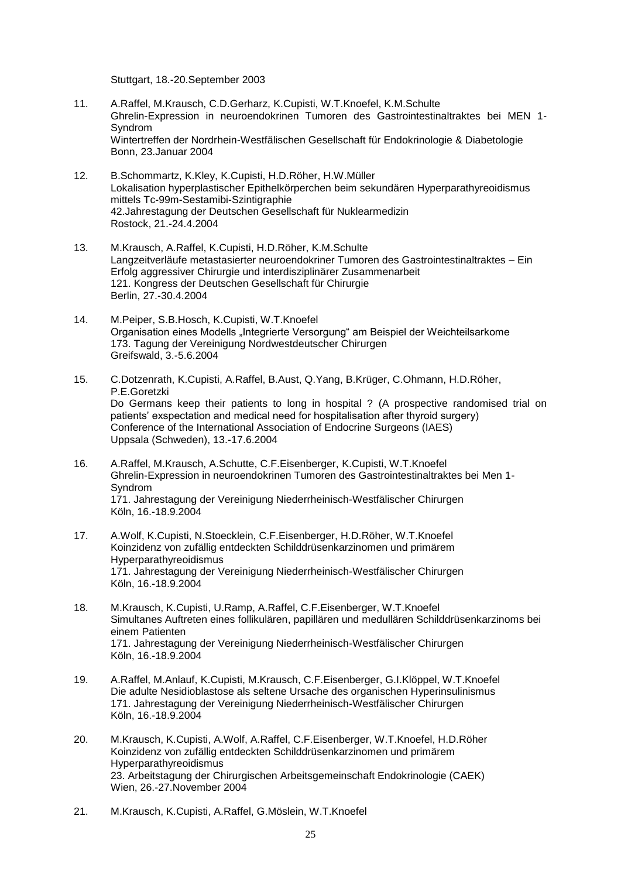Stuttgart, 18.-20.September 2003

11. A.Raffel, M.Krausch, C.D.Gerharz, K.Cupisti, W.T.Knoefel, K.M.Schulte
    Ghrelin-Expression in neuroendokrinen Tumoren des Gastrointestinaltraktes bei MEN 1-Syndrom
    Wintertreffen der Nordrhein-Westfälischen Gesellschaft für Endokrinologie & Diabetologie
    Bonn, 23.Januar 2004

12. B.Schommartz, K.Kley, K.Cupisti, H.D.Röher, H.W.Müller
    Lokalisation hyperplastischer Epithelkörperchen beim sekundären Hyperparathyreoidismus mittels Tc-99m-Sestamibi-Szintigraphie
    42.Jahrestagung der Deutschen Gesellschaft für Nuklearmedizin
    Rostock, 21.-24.4.2004

13. M.Krausch, A.Raffel, K.Cupisti, H.D.Röher, K.M.Schulte
    Langzeitverläufe metastasierter neuroendokriner Tumoren des Gastrointestinaltraktes – Ein Erfolg aggressiver Chirurgie und interdisziplinärer Zusammenarbeit
    121. Kongress der Deutschen Gesellschaft für Chirurgie
    Berlin, 27.-30.4.2004

14. M.Peiper, S.B.Hosch, K.Cupisti, W.T.Knoefel
    Organisation eines Modells „Integrierte Versorgung" am Beispiel der Weichteilsarkome
    173. Tagung der Vereinigung Nordwestdeutscher Chirurgen
    Greifswald, 3.-5.6.2004

15. C.Dotzenrath, K.Cupisti, A.Raffel, B.Aust, Q.Yang, B.Krüger, C.Ohmann, H.D.Röher, P.E.Goretzki
    Do Germans keep their patients to long in hospital ? (A prospective randomised trial on patients' exspectation and medical need for hospitalisation after thyroid surgery)
    Conference of the International Association of Endocrine Surgeons (IAES)
    Uppsala (Schweden), 13.-17.6.2004

16. A.Raffel, M.Krausch, A.Schutte, C.F.Eisenberger, K.Cupisti, W.T.Knoefel
    Ghrelin-Expression in neuroendokrinen Tumoren des Gastrointestinaltraktes bei Men 1-Syndrom
    171. Jahrestagung der Vereinigung Niederrheinisch-Westfälischer Chirurgen
    Köln, 16.-18.9.2004

17. A.Wolf, K.Cupisti, N.Stoecklein, C.F.Eisenberger, H.D.Röher, W.T.Knoefel
    Koinzidenz von zufällig entdeckten Schilddrüsenkarzinomen und primärem Hyperparathyreoidismus
    171. Jahrestagung der Vereinigung Niederrheinisch-Westfälischer Chirurgen
    Köln, 16.-18.9.2004

18. M.Krausch, K.Cupisti, U.Ramp, A.Raffel, C.F.Eisenberger, W.T.Knoefel
    Simultanes Auftreten eines follikulären, papillären und medullären Schilddrüsenkarzinoms bei einem Patienten
    171. Jahrestagung der Vereinigung Niederrheinisch-Westfälischer Chirurgen
    Köln, 16.-18.9.2004

19. A.Raffel, M.Anlauf, K.Cupisti, M.Krausch, C.F.Eisenberger, G.I.Klöppel, W.T.Knoefel
    Die adulte Nesidioblastose als seltene Ursache des organischen Hyperinsulinismus
    171. Jahrestagung der Vereinigung Niederrheinisch-Westfälischer Chirurgen
    Köln, 16.-18.9.2004

20. M.Krausch, K.Cupisti, A.Wolf, A.Raffel, C.F.Eisenberger, W.T.Knoefel, H.D.Röher
    Koinzidenz von zufällig entdeckten Schilddrüsenkarzinomen und primärem Hyperparathyreoidismus
    23. Arbeitstagung der Chirurgischen Arbeitsgemeinschaft Endokrinologie (CAEK)
    Wien, 26.-27.November 2004

21. M.Krausch, K.Cupisti, A.Raffel, G.Möslein, W.T.Knoefel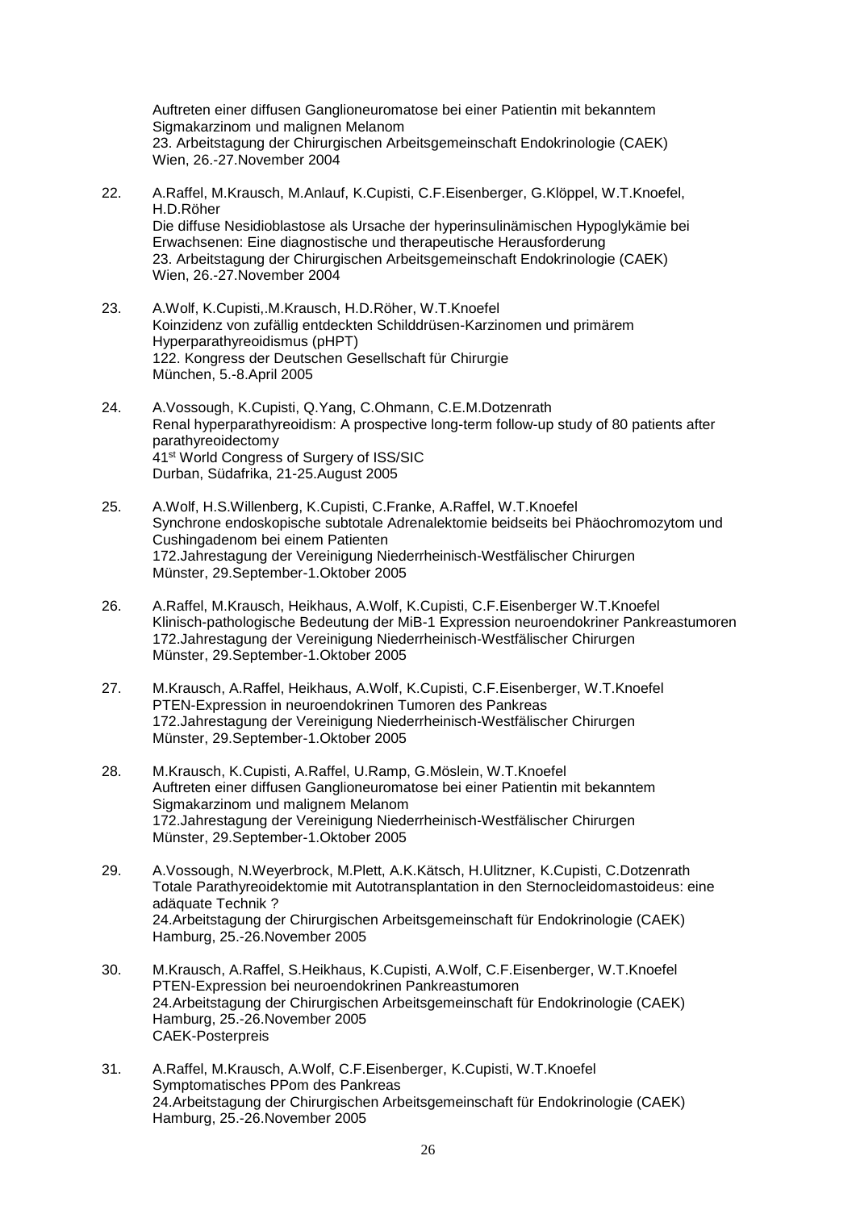Auftreten einer diffusen Ganglioneuromatose bei einer Patientin mit bekanntem Sigmakarzinom und malignen Melanom
23. Arbeitstagung der Chirurgischen Arbeitsgemeinschaft Endokrinologie (CAEK)
Wien, 26.-27.November 2004

22. A.Raffel, M.Krausch, M.Anlauf, K.Cupisti, C.F.Eisenberger, G.Klöppel, W.T.Knoefel, H.D.Röher
Die diffuse Nesidioblastose als Ursache der hyperinsulinämischen Hypoglykämie bei Erwachsenen: Eine diagnostische und therapeutische Herausforderung
23. Arbeitstagung der Chirurgischen Arbeitsgemeinschaft Endokrinologie (CAEK)
Wien, 26.-27.November 2004

23. A.Wolf, K.Cupisti,.M.Krausch, H.D.Röher, W.T.Knoefel
Koinzidenz von zufällig entdeckten Schilddrüsen-Karzinomen und primärem Hyperparathyreoidismus (pHPT)
122. Kongress der Deutschen Gesellschaft für Chirurgie
München, 5.-8.April 2005

24. A.Vossough, K.Cupisti, Q.Yang, C.Ohmann, C.E.M.Dotzenrath
Renal hyperparathyreoidism: A prospective long-term follow-up study of 80 patients after parathyreoidectomy
41st World Congress of Surgery of ISS/SIC
Durban, Südafrika, 21-25.August 2005

25. A.Wolf, H.S.Willenberg, K.Cupisti, C.Franke, A.Raffel, W.T.Knoefel
Synchrone endoskopische subtotale Adrenalektomie beidseits bei Phäochromozytom und Cushingadenom bei einem Patienten
172.Jahrestagung der Vereinigung Niederrheinisch-Westfälischer Chirurgen
Münster, 29.September-1.Oktober 2005

26. A.Raffel, M.Krausch, Heikhaus, A.Wolf, K.Cupisti, C.F.Eisenberger W.T.Knoefel
Klinisch-pathologische Bedeutung der MiB-1 Expression neuroendokriner Pankreastumoren
172.Jahrestagung der Vereinigung Niederrheinisch-Westfälischer Chirurgen
Münster, 29.September-1.Oktober 2005

27. M.Krausch, A.Raffel, Heikhaus, A.Wolf, K.Cupisti, C.F.Eisenberger, W.T.Knoefel
PTEN-Expression in neuroendokrinen Tumoren des Pankreas
172.Jahrestagung der Vereinigung Niederrheinisch-Westfälischer Chirurgen
Münster, 29.September-1.Oktober 2005

28. M.Krausch, K.Cupisti, A.Raffel, U.Ramp, G.Möslein, W.T.Knoefel
Auftreten einer diffusen Ganglioneuromatose bei einer Patientin mit bekanntem Sigmakarzinom und malignem Melanom
172.Jahrestagung der Vereinigung Niederrheinisch-Westfälischer Chirurgen
Münster, 29.September-1.Oktober 2005

29. A.Vossough, N.Weyerbrock, M.Plett, A.K.Kätsch, H.Ulitzner, K.Cupisti, C.Dotzenrath
Totale Parathyreoidektomie mit Autotransplantation in den Sternocleidomastoideus: eine adäquate Technik ?
24.Arbeitstagung der Chirurgischen Arbeitsgemeinschaft für Endokrinologie (CAEK)
Hamburg, 25.-26.November 2005

30. M.Krausch, A.Raffel, S.Heikhaus, K.Cupisti, A.Wolf, C.F.Eisenberger, W.T.Knoefel
PTEN-Expression bei neuroendokrinen Pankreastumoren
24.Arbeitstagung der Chirurgischen Arbeitsgemeinschaft für Endokrinologie (CAEK)
Hamburg, 25.-26.November 2005
CAEK-Posterpreis

31. A.Raffel, M.Krausch, A.Wolf, C.F.Eisenberger, K.Cupisti, W.T.Knoefel
Symptomatisches PPom des Pankreas
24.Arbeitstagung der Chirurgischen Arbeitsgemeinschaft für Endokrinologie (CAEK)
Hamburg, 25.-26.November 2005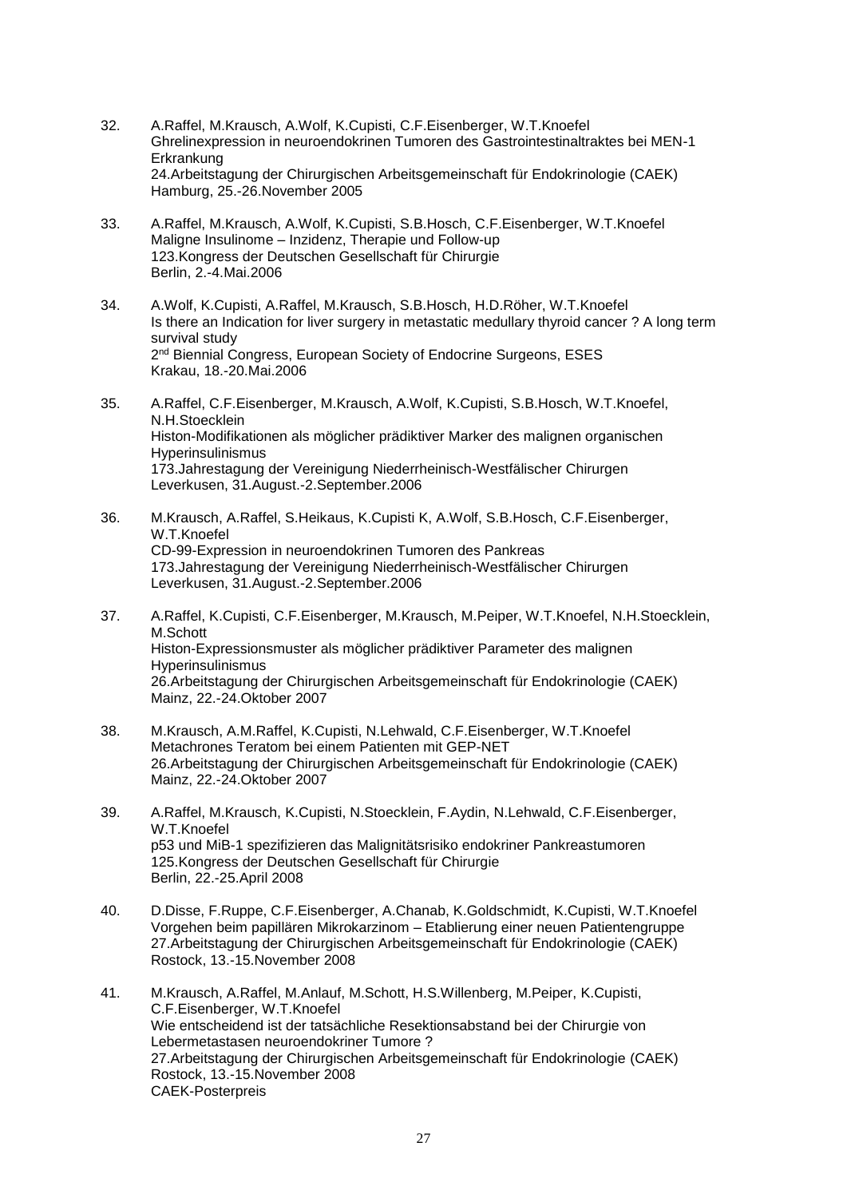32. A.Raffel, M.Krausch, A.Wolf, K.Cupisti, C.F.Eisenberger, W.T.Knoefel
    Ghrelinexpression in neuroendokrinen Tumoren des Gastrointestinaltraktes bei MEN-1 Erkrankung
    24.Arbeitstagung der Chirurgischen Arbeitsgemeinschaft für Endokrinologie (CAEK)
    Hamburg, 25.-26.November 2005

33. A.Raffel, M.Krausch, A.Wolf, K.Cupisti, S.B.Hosch, C.F.Eisenberger, W.T.Knoefel
    Maligne Insulinome – Inzidenz, Therapie und Follow-up
    123.Kongress der Deutschen Gesellschaft für Chirurgie
    Berlin, 2.-4.Mai.2006

34. A.Wolf, K.Cupisti, A.Raffel, M.Krausch, S.B.Hosch, H.D.Röher, W.T.Knoefel
    Is there an Indication for liver surgery in metastatic medullary thyroid cancer ? A long term survival study
    2nd Biennial Congress, European Society of Endocrine Surgeons, ESES
    Krakau, 18.-20.Mai.2006

35. A.Raffel, C.F.Eisenberger, M.Krausch, A.Wolf, K.Cupisti, S.B.Hosch, W.T.Knoefel, N.H.Stoecklein
    Histon-Modifikationen als möglicher prädiktiver Marker des malignen organischen Hyperinsulinismus
    173.Jahrestagung der Vereinigung Niederrheinisch-Westfälischer Chirurgen
    Leverkusen, 31.August.-2.September.2006

36. M.Krausch, A.Raffel, S.Heikaus, K.Cupisti K, A.Wolf, S.B.Hosch, C.F.Eisenberger, W.T.Knoefel
    CD-99-Expression in neuroendokrinen Tumoren des Pankreas
    173.Jahrestagung der Vereinigung Niederrheinisch-Westfälischer Chirurgen
    Leverkusen, 31.August.-2.September.2006

37. A.Raffel, K.Cupisti, C.F.Eisenberger, M.Krausch, M.Peiper, W.T.Knoefel, N.H.Stoecklein, M.Schott
    Histon-Expressionsmuster als möglicher prädiktiver Parameter des malignen Hyperinsulinismus
    26.Arbeitstagung der Chirurgischen Arbeitsgemeinschaft für Endokrinologie (CAEK)
    Mainz, 22.-24.Oktober 2007

38. M.Krausch, A.M.Raffel, K.Cupisti, N.Lehwald, C.F.Eisenberger, W.T.Knoefel
    Metachrones Teratom bei einem Patienten mit GEP-NET
    26.Arbeitstagung der Chirurgischen Arbeitsgemeinschaft für Endokrinologie (CAEK)
    Mainz, 22.-24.Oktober 2007

39. A.Raffel, M.Krausch, K.Cupisti, N.Stoecklein, F.Aydin, N.Lehwald, C.F.Eisenberger, W.T.Knoefel
    p53 und MiB-1 spezifizieren das Malignitätsrisiko endokriner Pankreastumoren
    125.Kongress der Deutschen Gesellschaft für Chirurgie
    Berlin, 22.-25.April 2008

40. D.Disse, F.Ruppe, C.F.Eisenberger, A.Chanab, K.Goldschmidt, K.Cupisti, W.T.Knoefel
    Vorgehen beim papillären Mikrokarzinom – Etablierung einer neuen Patientengruppe
    27.Arbeitstagung der Chirurgischen Arbeitsgemeinschaft für Endokrinologie (CAEK)
    Rostock, 13.-15.November 2008

41. M.Krausch, A.Raffel, M.Anlauf, M.Schott, H.S.Willenberg, M.Peiper, K.Cupisti, C.F.Eisenberger, W.T.Knoefel
    Wie entscheidend ist der tatsächliche Resektionsabstand bei der Chirurgie von Lebermetastasen neuroendokriner Tumore ?
    27.Arbeitstagung der Chirurgischen Arbeitsgemeinschaft für Endokrinologie (CAEK)
    Rostock, 13.-15.November 2008
    CAEK-Posterpreis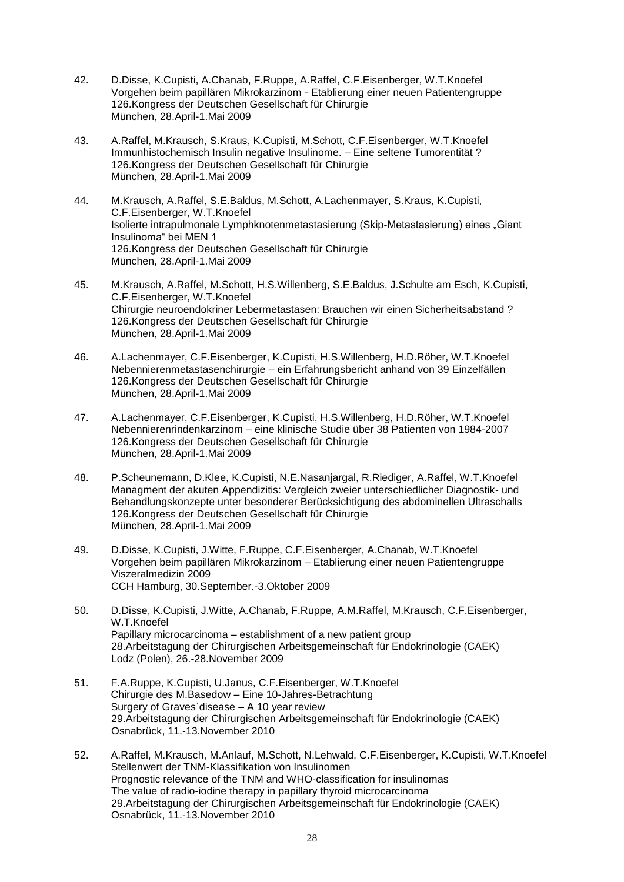42. D.Disse, K.Cupisti, A.Chanab, F.Ruppe, A.Raffel, C.F.Eisenberger, W.T.Knoefel
    Vorgehen beim papillären Mikrokarzinom - Etablierung einer neuen Patientengruppe
    126.Kongress der Deutschen Gesellschaft für Chirurgie
    München, 28.April-1.Mai 2009

43. A.Raffel, M.Krausch, S.Kraus, K.Cupisti, M.Schott, C.F.Eisenberger, W.T.Knoefel
    Immunhistochemisch Insulin negative Insulinome. – Eine seltene Tumorentität ?
    126.Kongress der Deutschen Gesellschaft für Chirurgie
    München, 28.April-1.Mai 2009

44. M.Krausch, A.Raffel, S.E.Baldus, M.Schott, A.Lachenmayer, S.Kraus, K.Cupisti, C.F.Eisenberger, W.T.Knoefel
    Isolierte intrapulmonale Lymphknotenmetastasierung (Skip-Metastasierung) eines „Giant Insulinoma“ bei MEN 1
    126.Kongress der Deutschen Gesellschaft für Chirurgie
    München, 28.April-1.Mai 2009

45. M.Krausch, A.Raffel, M.Schott, H.S.Willenberg, S.E.Baldus, J.Schulte am Esch, K.Cupisti, C.F.Eisenberger, W.T.Knoefel
    Chirurgie neuroendokriner Lebermetastasen: Brauchen wir einen Sicherheitsabstand ?
    126.Kongress der Deutschen Gesellschaft für Chirurgie
    München, 28.April-1.Mai 2009

46. A.Lachenmayer, C.F.Eisenberger, K.Cupisti, H.S.Willenberg, H.D.Röher, W.T.Knoefel
    Nebennierenmetastasenchirurgie – ein Erfahrungsbericht anhand von 39 Einzelfällen
    126.Kongress der Deutschen Gesellschaft für Chirurgie
    München, 28.April-1.Mai 2009

47. A.Lachenmayer, C.F.Eisenberger, K.Cupisti, H.S.Willenberg, H.D.Röher, W.T.Knoefel
    Nebennierenrindenkarzinom – eine klinische Studie über 38 Patienten von 1984-2007
    126.Kongress der Deutschen Gesellschaft für Chirurgie
    München, 28.April-1.Mai 2009

48. P.Scheunemann, D.Klee, K.Cupisti, N.E.Nasanjargal, R.Riediger, A.Raffel, W.T.Knoefel
    Managment der akuten Appendizitis: Vergleich zweier unterschiedlicher Diagnostik- und Behandlungskonzepte unter besonderer Berücksichtigung des abdominellen Ultraschalls
    126.Kongress der Deutschen Gesellschaft für Chirurgie
    München, 28.April-1.Mai 2009

49. D.Disse, K.Cupisti, J.Witte, F.Ruppe, C.F.Eisenberger, A.Chanab, W.T.Knoefel
    Vorgehen beim papillären Mikrokarzinom – Etablierung einer neuen Patientengruppe
    Viszeralmedizin 2009
    CCH Hamburg, 30.September.-3.Oktober 2009

50. D.Disse, K.Cupisti, J.Witte, A.Chanab, F.Ruppe, A.M.Raffel, M.Krausch, C.F.Eisenberger, W.T.Knoefel
    Papillary microcarcinoma – establishment of a new patient group
    28.Arbeitstagung der Chirurgischen Arbeitsgemeinschaft für Endokrinologie (CAEK)
    Lodz (Polen), 26.-28.November 2009

51. F.A.Ruppe, K.Cupisti, U.Janus, C.F.Eisenberger, W.T.Knoefel
    Chirurgie des M.Basedow – Eine 10-Jahres-Betrachtung
    Surgery of Graves`disease – A 10 year review
    29.Arbeitstagung der Chirurgischen Arbeitsgemeinschaft für Endokrinologie (CAEK)
    Osnabrück, 11.-13.November 2010

52. A.Raffel, M.Krausch, M.Anlauf, M.Schott, N.Lehwald, C.F.Eisenberger, K.Cupisti, W.T.Knoefel
    Stellenwert der TNM-Klassifikation von Insulinomen
    Prognostic relevance of the TNM and WHO-classification for insulinomas
    The value of radio-iodine therapy in papillary thyroid microcarcinoma
    29.Arbeitstagung der Chirurgischen Arbeitsgemeinschaft für Endokrinologie (CAEK)
    Osnabrück, 11.-13.November 2010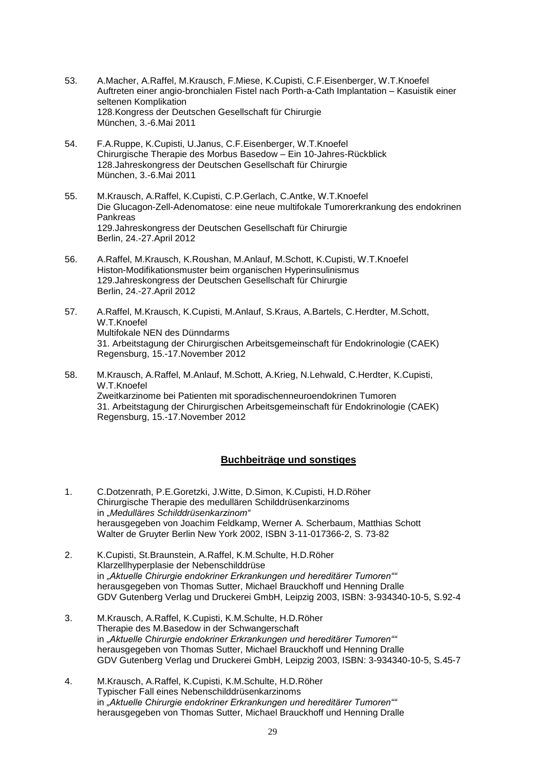53. A.Macher, A.Raffel, M.Krausch, F.Miese, K.Cupisti, C.F.Eisenberger, W.T.Knoefel
    Auftreten einer angio-bronchialen Fistel nach Porth-a-Cath Implantation – Kasuistik einer seltenen Komplikation
    128.Kongress der Deutschen Gesellschaft für Chirurgie
    München, 3.-6.Mai 2011

54. F.A.Ruppe, K.Cupisti, U.Janus, C.F.Eisenberger, W.T.Knoefel
    Chirurgische Therapie des Morbus Basedow – Ein 10-Jahres-Rückblick
    128.Jahreskongress der Deutschen Gesellschaft für Chirurgie
    München, 3.-6.Mai 2011

55. M.Krausch, A.Raffel, K.Cupisti, C.P.Gerlach, C.Antke, W.T.Knoefel
    Die Glucagon-Zell-Adenomatose: eine neue multifokale Tumorerkrankung des endokrinen Pankreas
    129.Jahreskongress der Deutschen Gesellschaft für Chirurgie
    Berlin, 24.-27.April 2012

56. A.Raffel, M.Krausch, K.Roushan, M.Anlauf, M.Schott, K.Cupisti, W.T.Knoefel
    Histon-Modifikationsmuster beim organischen Hyperinsulinismus
    129.Jahreskongress der Deutschen Gesellschaft für Chirurgie
    Berlin, 24.-27.April 2012

57. A.Raffel, M.Krausch, K.Cupisti, M.Anlauf, S.Kraus, A.Bartels, C.Herdter, M.Schott, W.T.Knoefel
    Multifokale NEN des Dünndarms
    31. Arbeitstagung der Chirurgischen Arbeitsgemeinschaft für Endokrinologie (CAEK)
    Regensburg, 15.-17.November 2012

58. M.Krausch, A.Raffel, M.Anlauf, M.Schott, A.Krieg, N.Lehwald, C.Herdter, K.Cupisti, W.T.Knoefel
    Zweitkarzinome bei Patienten mit sporadischenneuroendokrinen Tumoren
    31. Arbeitstagung der Chirurgischen Arbeitsgemeinschaft für Endokrinologie (CAEK)
    Regensburg, 15.-17.November 2012

## **Buchbeiträge und sonstiges**

1. C.Dotzenrath, P.E.Goretzki, J.Witte, D.Simon, K.Cupisti, H.D.Röher
   Chirurgische Therapie des medullären Schilddrüsenkarzinoms
   in *„Medulläres Schilddrüsenkarzinom“*
   herausgegeben von Joachim Feldkamp, Werner A. Scherbaum, Matthias Schott
   Walter de Gruyter Berlin New York 2002, ISBN 3-11-017366-2, S. 73-82

2. K.Cupisti, St.Braunstein, A.Raffel, K.M.Schulte, H.D.Röher
   Klarzellhyperplasie der Nebenschilddrüse
   in *„Aktuelle Chirurgie endokriner Erkrankungen und hereditärer Tumoren““*
   herausgegeben von Thomas Sutter, Michael Brauckhoff und Henning Dralle
   GDV Gutenberg Verlag und Druckerei GmbH, Leipzig 2003, ISBN: 3-934340-10-5, S.92-4

3. M.Krausch, A.Raffel, K.Cupisti, K.M.Schulte, H.D.Röher
   Therapie des M.Basedow in der Schwangerschaft
   in *„Aktuelle Chirurgie endokriner Erkrankungen und hereditärer Tumoren““*
   herausgegeben von Thomas Sutter, Michael Brauckhoff und Henning Dralle
   GDV Gutenberg Verlag und Druckerei GmbH, Leipzig 2003, ISBN: 3-934340-10-5, S.45-7

4. M.Krausch, A.Raffel, K.Cupisti, K.M.Schulte, H.D.Röher
   Typischer Fall eines Nebenschilddrüsenkarzinoms
   in *„Aktuelle Chirurgie endokriner Erkrankungen und hereditärer Tumoren““*
   herausgegeben von Thomas Sutter, Michael Brauckhoff und Henning Dralle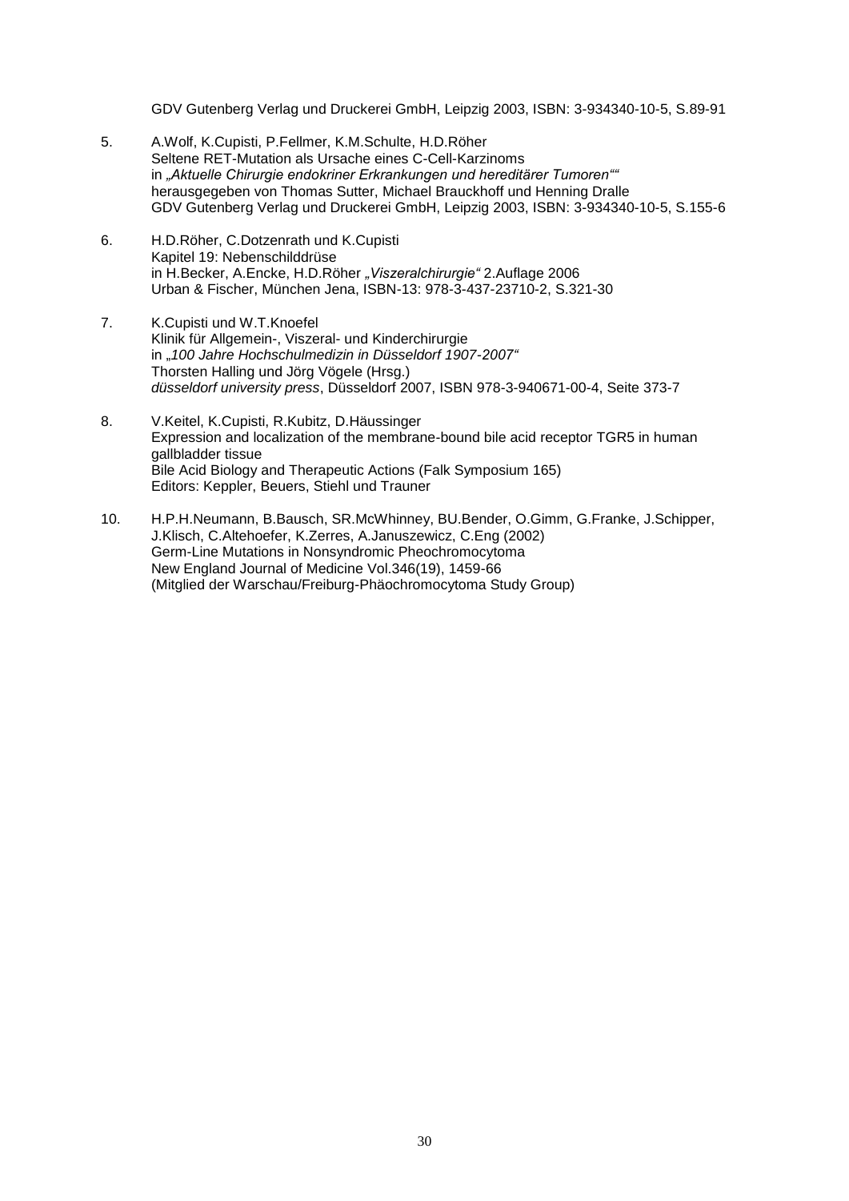GDV Gutenberg Verlag und Druckerei GmbH, Leipzig 2003, ISBN: 3-934340-10-5, S.89-91

5. A.Wolf, K.Cupisti, P.Fellmer, K.M.Schulte, H.D.Röher
   Seltene RET-Mutation als Ursache eines C-Cell-Karzinoms
   in *„Aktuelle Chirurgie endokriner Erkrankungen und hereditärer Tumoren""*
   herausgegeben von Thomas Sutter, Michael Brauckhoff und Henning Dralle
   GDV Gutenberg Verlag und Druckerei GmbH, Leipzig 2003, ISBN: 3-934340-10-5, S.155-6

6. H.D.Röher, C.Dotzenrath und K.Cupisti
   Kapitel 19: Nebenschilddrüse
   in H.Becker, A.Encke, H.D.Röher *„Viszeralchirurgie"* 2.Auflage 2006
   Urban & Fischer, München Jena, ISBN-13: 978-3-437-23710-2, S.321-30

7. K.Cupisti und W.T.Knoefel
   Klinik für Allgemein-, Viszeral- und Kinderchirurgie
   in *„100 Jahre Hochschulmedizin in Düsseldorf 1907-2007"*
   Thorsten Halling und Jörg Vögele (Hrsg.)
   *düsseldorf university press*, Düsseldorf 2007, ISBN 978-3-940671-00-4, Seite 373-7

8. V.Keitel, K.Cupisti, R.Kubitz, D.Häussinger
   Expression and localization of the membrane-bound bile acid receptor TGR5 in human gallbladder tissue
   Bile Acid Biology and Therapeutic Actions (Falk Symposium 165)
   Editors: Keppler, Beuers, Stiehl und Trauner

10. H.P.H.Neumann, B.Bausch, SR.McWhinney, BU.Bender, O.Gimm, G.Franke, J.Schipper, J.Klisch, C.Altehoefer, K.Zerres, A.Januszewicz, C.Eng (2002)
    Germ-Line Mutations in Nonsyndromic Pheochromocytoma
    New England Journal of Medicine Vol.346(19), 1459-66
    (Mitglied der Warschau/Freiburg-Phäochromocytoma Study Group)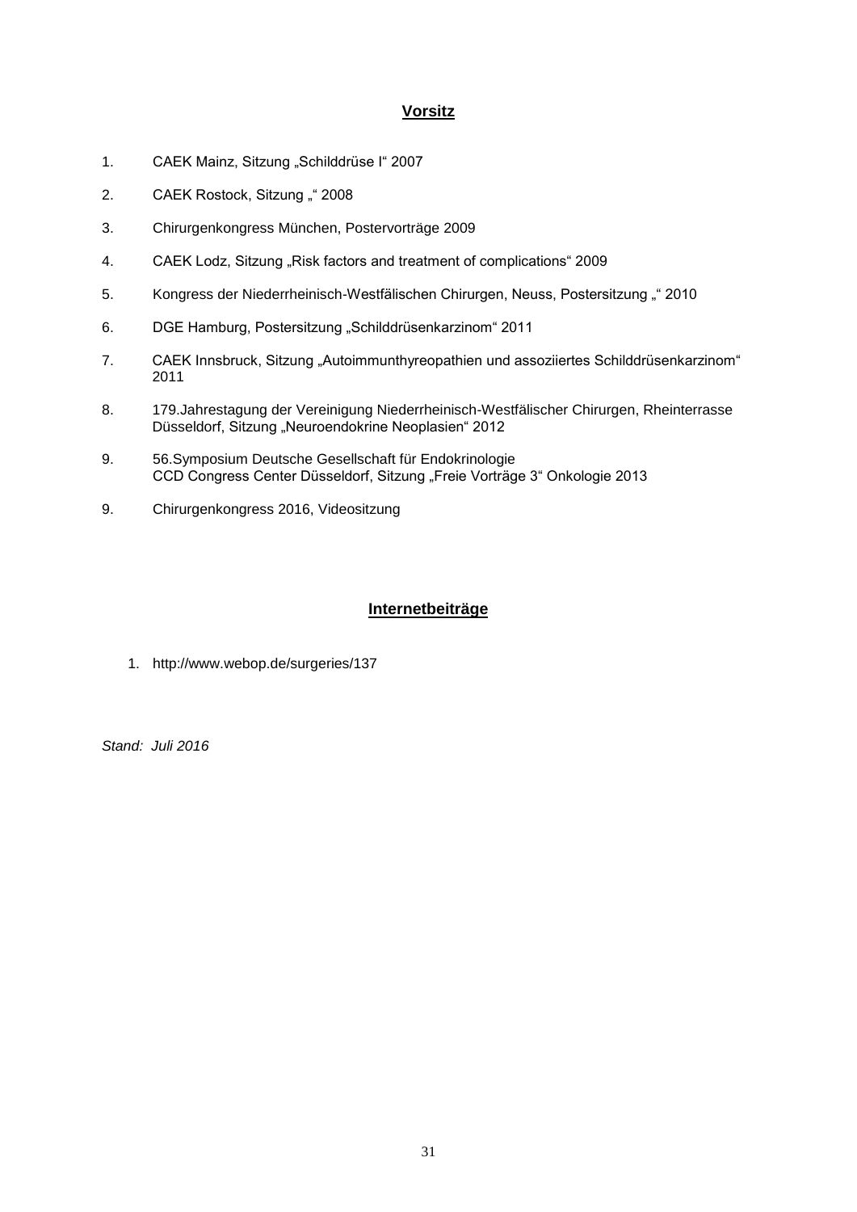## Vorsitz

1. CAEK Mainz, Sitzung „Schilddrüse I" 2007
2. CAEK Rostock, Sitzung „" 2008
3. Chirurgenkongress München, Postervorträge 2009
4. CAEK Lodz, Sitzung „Risk factors and treatment of complications" 2009
5. Kongress der Niederrheinisch-Westfälischen Chirurgen, Neuss, Postersitzung „" 2010
6. DGE Hamburg, Postersitzung „Schilddrüsenkarzinom" 2011
7. CAEK Innsbruck, Sitzung „Autoimmunthyreopathien und assoziiertes Schilddrüsenkarzinom" 2011
8. 179.Jahrestagung der Vereinigung Niederrheinisch-Westfälischer Chirurgen, Rheinterrasse Düsseldorf, Sitzung „Neuroendokrine Neoplasien" 2012
9. 56.Symposium Deutsche Gesellschaft für Endokrinologie  
   CCD Congress Center Düsseldorf, Sitzung „Freie Vorträge 3" Onkologie 2013

9\. Chirurgenkongress 2016, Videositzung

## Internetbeiträge

1. http://www.webop.de/surgeries/137

*Stand: Juli 2016*